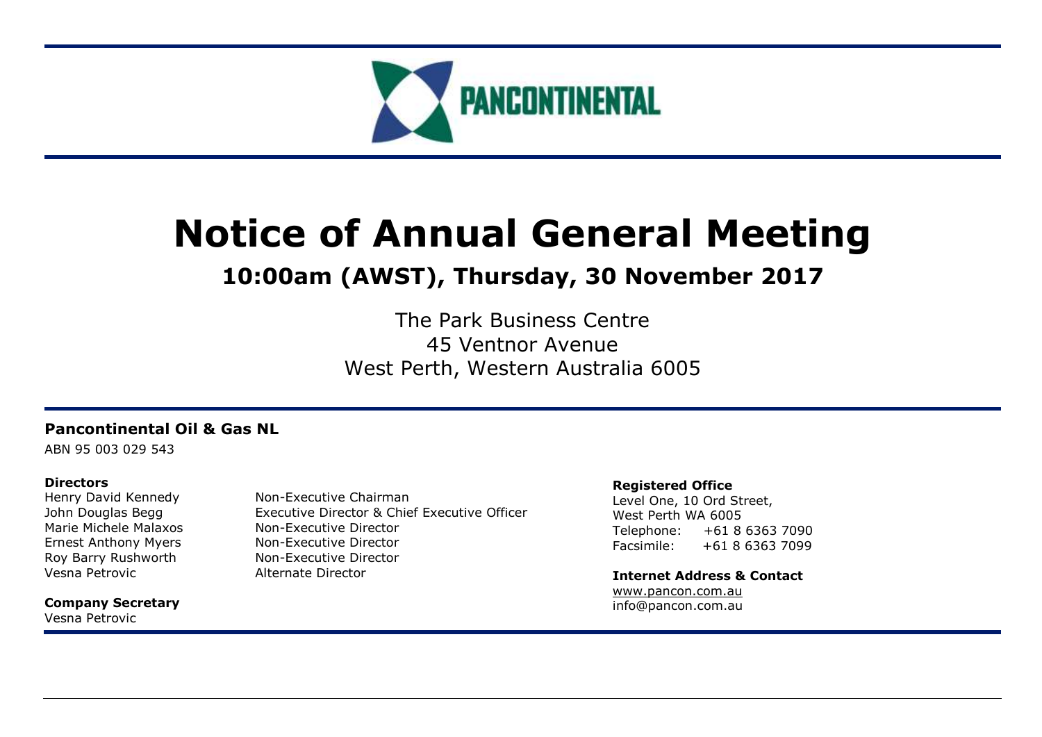PANCONTINENTAL

# Notice of Annual General Meeting

## 10:00am (AWST), Thursday, 30 November 2017

The Park Business Centre
45 Ventnor Avenue
West Perth, Western Australia 6005

**Pancontinental Oil & Gas NL**

ABN 95 003 029 543

**Directors**

| | |
|---|---|
| Henry David Kennedy | Non-Executive Chairman |
| John Douglas Begg | Executive Director & Chief Executive Officer |
| Marie Michele Malaxos | Non-Executive Director |
| Ernest Anthony Myers | Non-Executive Director |
| Roy Barry Rushworth | Non-Executive Director |
| Vesna Petrovic | Alternate Director |

**Company Secretary**

Vesna Petrovic

**Registered Office**

Level One, 10 Ord Street,
West Perth WA 6005
Telephone: +61 8 6363 7090
Facsimile: +61 8 6363 7099

**Internet Address & Contact**

www.pancon.com.au
info@pancon.com.au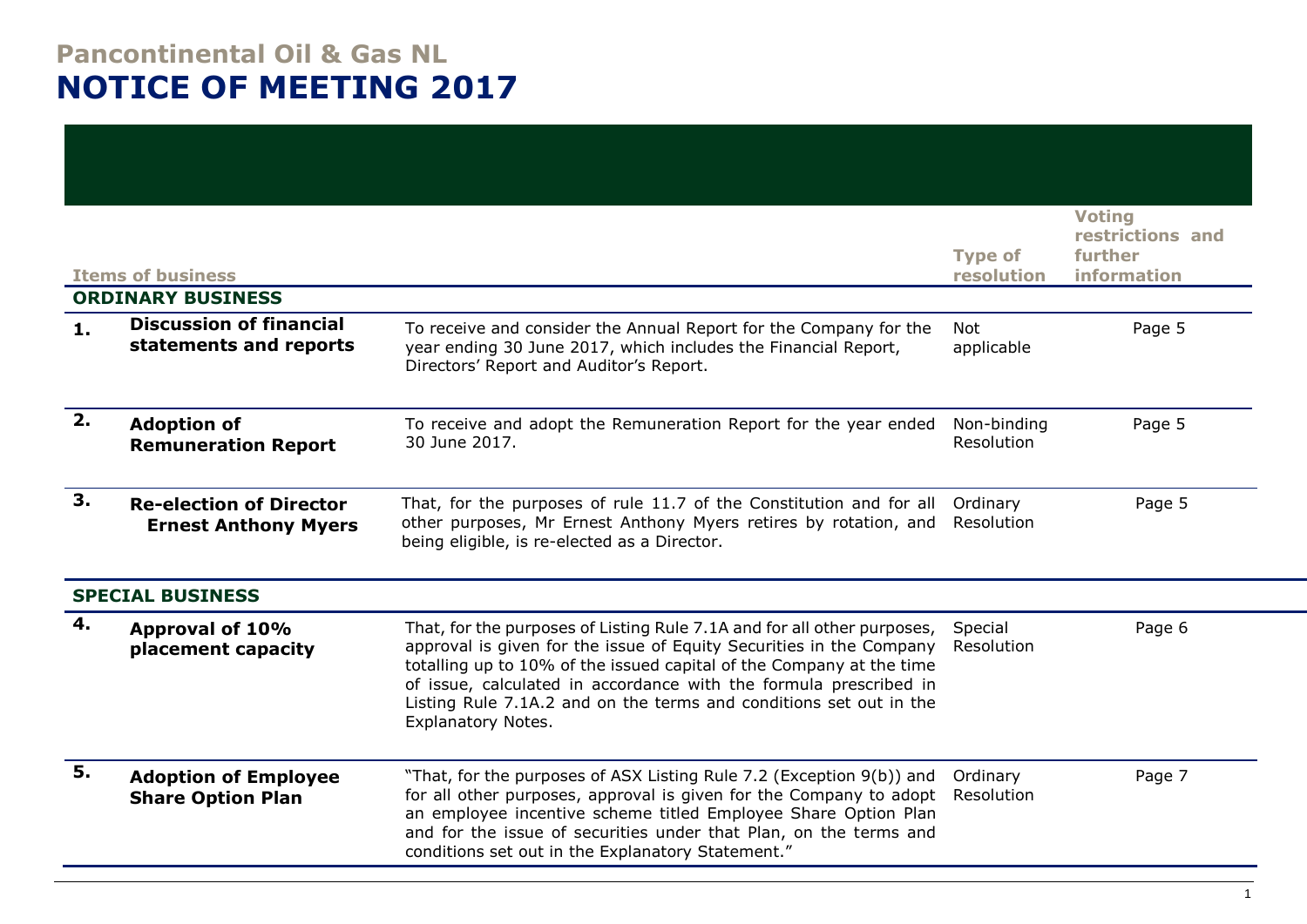# Pancontinental Oil & Gas NL

# NOTICE OF MEETING 2017

| | Items of business | | Type of resolution | Voting restrictions and further information |
|---|---|---|---|---|
| **ORDINARY BUSINESS** | | | | |
| **1.** | **Discussion of financial statements and reports** | To receive and consider the Annual Report for the Company for the year ending 30 June 2017, which includes the Financial Report, Directors' Report and Auditor's Report. | Not applicable | Page 5 |
| **2.** | **Adoption of Remuneration Report** | To receive and adopt the Remuneration Report for the year ended 30 June 2017. | Non-binding Resolution | Page 5 |
| **3.** | **Re-election of Director Ernest Anthony Myers** | That, for the purposes of rule 11.7 of the Constitution and for all other purposes, Mr Ernest Anthony Myers retires by rotation, and being eligible, is re-elected as a Director. | Ordinary Resolution | Page 5 |
| **SPECIAL BUSINESS** | | | | |
| **4.** | **Approval of 10% placement capacity** | That, for the purposes of Listing Rule 7.1A and for all other purposes, approval is given for the issue of Equity Securities in the Company totalling up to 10% of the issued capital of the Company at the time of issue, calculated in accordance with the formula prescribed in Listing Rule 7.1A.2 and on the terms and conditions set out in the Explanatory Notes. | Special Resolution | Page 6 |
| **5.** | **Adoption of Employee Share Option Plan** | "That, for the purposes of ASX Listing Rule 7.2 (Exception 9(b)) and for all other purposes, approval is given for the Company to adopt an employee incentive scheme titled Employee Share Option Plan and for the issue of securities under that Plan, on the terms and conditions set out in the Explanatory Statement." | Ordinary Resolution | Page 7 |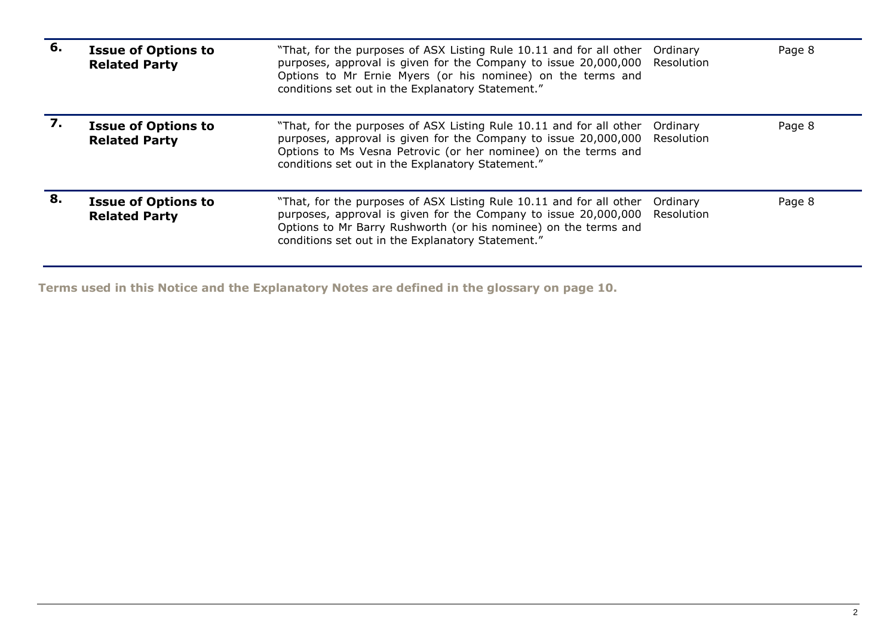| | | | | |
|---|---|---|---|---|
| **6.** | **Issue of Options to Related Party** | "That, for the purposes of ASX Listing Rule 10.11 and for all other purposes, approval is given for the Company to issue 20,000,000 Options to Mr Ernie Myers (or his nominee) on the terms and conditions set out in the Explanatory Statement." | Ordinary Resolution | Page 8 |
| **7.** | **Issue of Options to Related Party** | "That, for the purposes of ASX Listing Rule 10.11 and for all other purposes, approval is given for the Company to issue 20,000,000 Options to Ms Vesna Petrovic (or her nominee) on the terms and conditions set out in the Explanatory Statement." | Ordinary Resolution | Page 8 |
| **8.** | **Issue of Options to Related Party** | "That, for the purposes of ASX Listing Rule 10.11 and for all other purposes, approval is given for the Company to issue 20,000,000 Options to Mr Barry Rushworth (or his nominee) on the terms and conditions set out in the Explanatory Statement." | Ordinary Resolution | Page 8 |

**Terms used in this Notice and the Explanatory Notes are defined in the glossary on page 10.**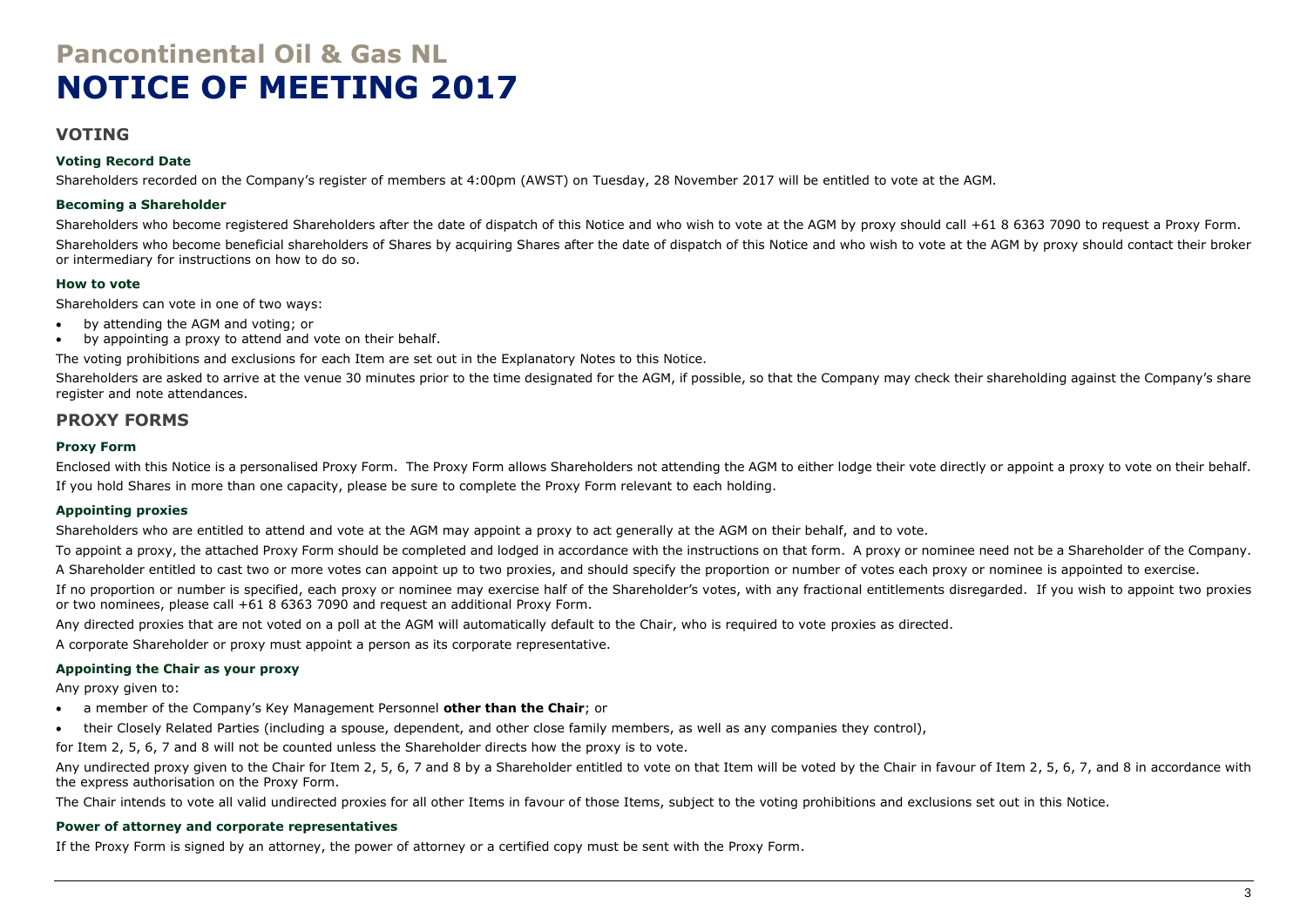# Pancontinental Oil & Gas NL
# NOTICE OF MEETING 2017

## VOTING

### Voting Record Date

Shareholders recorded on the Company's register of members at 4:00pm (AWST) on Tuesday, 28 November 2017 will be entitled to vote at the AGM.

### Becoming a Shareholder

Shareholders who become registered Shareholders after the date of dispatch of this Notice and who wish to vote at the AGM by proxy should call +61 8 6363 7090 to request a Proxy Form.

Shareholders who become beneficial shareholders of Shares by acquiring Shares after the date of dispatch of this Notice and who wish to vote at the AGM by proxy should contact their broker or intermediary for instructions on how to do so.

### How to vote

Shareholders can vote in one of two ways:

- by attending the AGM and voting; or
- by appointing a proxy to attend and vote on their behalf.

The voting prohibitions and exclusions for each Item are set out in the Explanatory Notes to this Notice.

Shareholders are asked to arrive at the venue 30 minutes prior to the time designated for the AGM, if possible, so that the Company may check their shareholding against the Company's share register and note attendances.

## PROXY FORMS

### Proxy Form

Enclosed with this Notice is a personalised Proxy Form. The Proxy Form allows Shareholders not attending the AGM to either lodge their vote directly or appoint a proxy to vote on their behalf.

If you hold Shares in more than one capacity, please be sure to complete the Proxy Form relevant to each holding.

### Appointing proxies

Shareholders who are entitled to attend and vote at the AGM may appoint a proxy to act generally at the AGM on their behalf, and to vote.

To appoint a proxy, the attached Proxy Form should be completed and lodged in accordance with the instructions on that form. A proxy or nominee need not be a Shareholder of the Company.

A Shareholder entitled to cast two or more votes can appoint up to two proxies, and should specify the proportion or number of votes each proxy or nominee is appointed to exercise.

If no proportion or number is specified, each proxy or nominee may exercise half of the Shareholder's votes, with any fractional entitlements disregarded. If you wish to appoint two proxies or two nominees, please call +61 8 6363 7090 and request an additional Proxy Form.

Any directed proxies that are not voted on a poll at the AGM will automatically default to the Chair, who is required to vote proxies as directed.

A corporate Shareholder or proxy must appoint a person as its corporate representative.

### Appointing the Chair as your proxy

Any proxy given to:

- a member of the Company's Key Management Personnel **other than the Chair**; or
- their Closely Related Parties (including a spouse, dependent, and other close family members, as well as any companies they control),

for Item 2, 5, 6, 7 and 8 will not be counted unless the Shareholder directs how the proxy is to vote.

Any undirected proxy given to the Chair for Item 2, 5, 6, 7 and 8 by a Shareholder entitled to vote on that Item will be voted by the Chair in favour of Item 2, 5, 6, 7, and 8 in accordance with the express authorisation on the Proxy Form.

The Chair intends to vote all valid undirected proxies for all other Items in favour of those Items, subject to the voting prohibitions and exclusions set out in this Notice.

### Power of attorney and corporate representatives

If the Proxy Form is signed by an attorney, the power of attorney or a certified copy must be sent with the Proxy Form.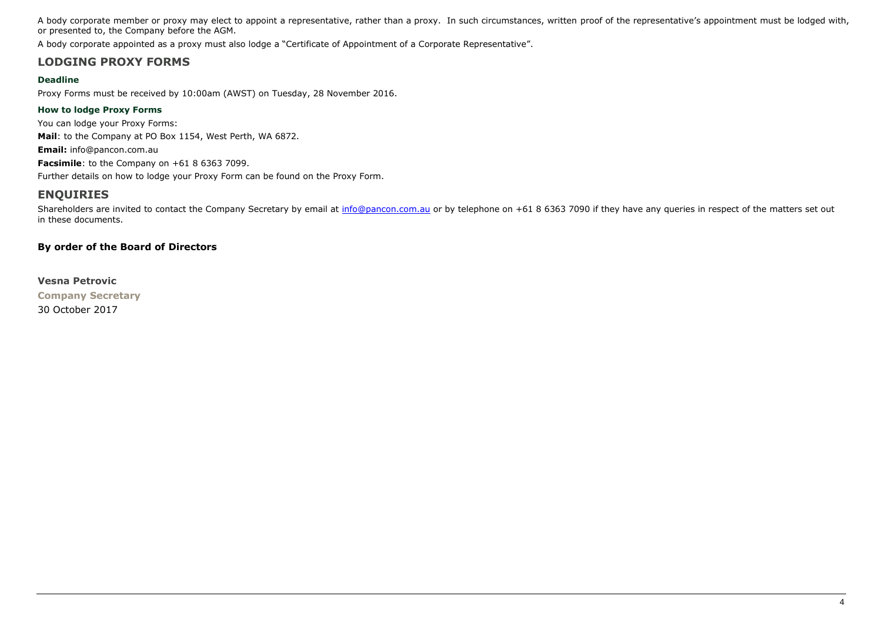A body corporate member or proxy may elect to appoint a representative, rather than a proxy. In such circumstances, written proof of the representative's appointment must be lodged with, or presented to, the Company before the AGM.

A body corporate appointed as a proxy must also lodge a "Certificate of Appointment of a Corporate Representative".

## LODGING PROXY FORMS

### Deadline

Proxy Forms must be received by 10:00am (AWST) on Tuesday, 28 November 2016.

### How to lodge Proxy Forms

You can lodge your Proxy Forms:

**Mail**: to the Company at PO Box 1154, West Perth, WA 6872.

**Email:** info@pancon.com.au

**Facsimile**: to the Company on +61 8 6363 7099.

Further details on how to lodge your Proxy Form can be found on the Proxy Form.

## ENQUIRIES

Shareholders are invited to contact the Company Secretary by email at info@pancon.com.au or by telephone on +61 8 6363 7090 if they have any queries in respect of the matters set out in these documents.

**By order of the Board of Directors**

**Vesna Petrovic**
**Company Secretary**
30 October 2017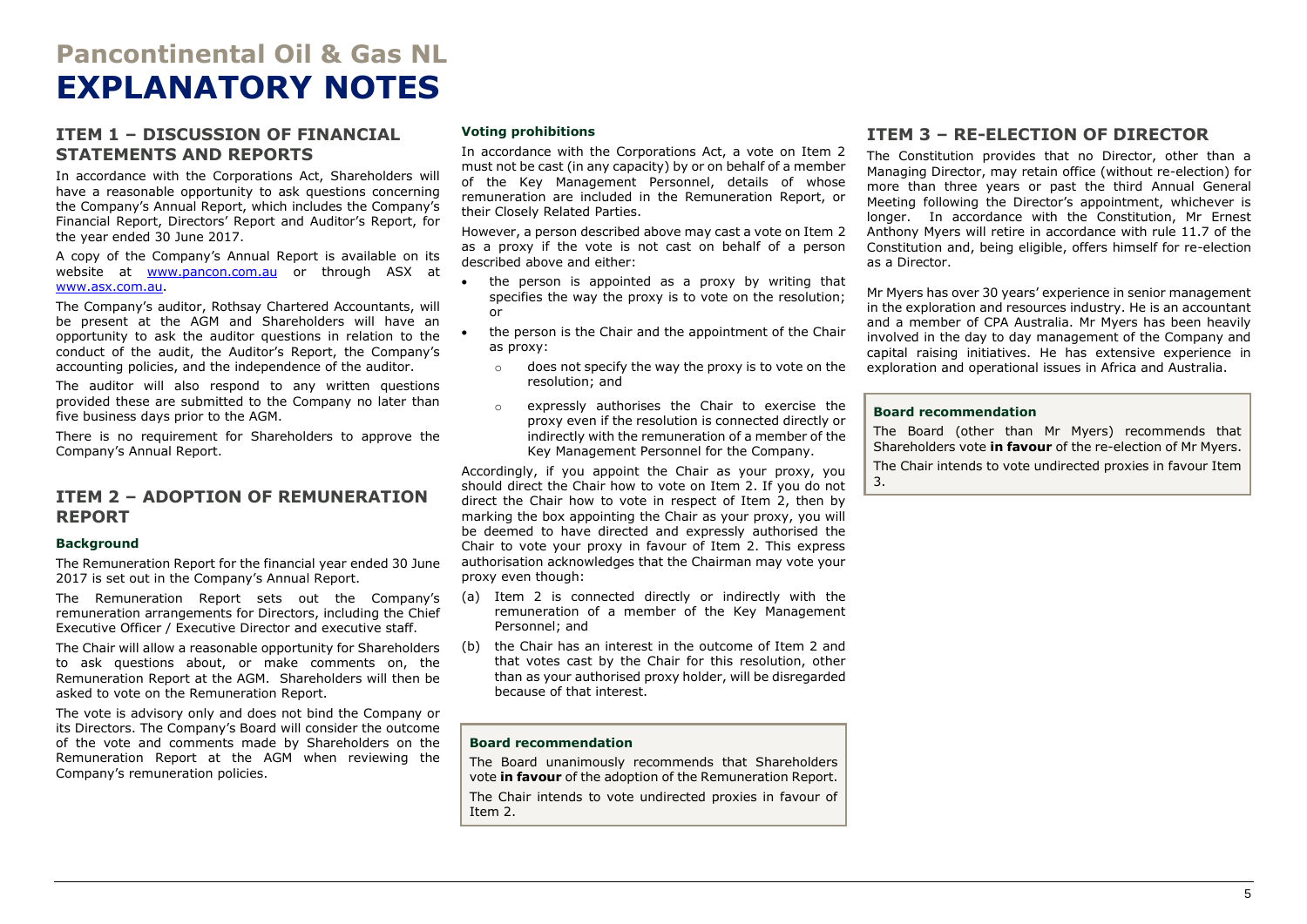# Pancontinental Oil & Gas NL

# EXPLANATORY NOTES

## ITEM 1 – DISCUSSION OF FINANCIAL STATEMENTS AND REPORTS

In accordance with the Corporations Act, Shareholders will have a reasonable opportunity to ask questions concerning the Company's Annual Report, which includes the Company's Financial Report, Directors' Report and Auditor's Report, for the year ended 30 June 2017.

A copy of the Company's Annual Report is available on its website at www.pancon.com.au or through ASX at www.asx.com.au.

The Company's auditor, Rothsay Chartered Accountants, will be present at the AGM and Shareholders will have an opportunity to ask the auditor questions in relation to the conduct of the audit, the Auditor's Report, the Company's accounting policies, and the independence of the auditor.

The auditor will also respond to any written questions provided these are submitted to the Company no later than five business days prior to the AGM.

There is no requirement for Shareholders to approve the Company's Annual Report.

## ITEM 2 – ADOPTION OF REMUNERATION REPORT

### Background

The Remuneration Report for the financial year ended 30 June 2017 is set out in the Company's Annual Report.

The Remuneration Report sets out the Company's remuneration arrangements for Directors, including the Chief Executive Officer / Executive Director and executive staff.

The Chair will allow a reasonable opportunity for Shareholders to ask questions about, or make comments on, the Remuneration Report at the AGM. Shareholders will then be asked to vote on the Remuneration Report.

The vote is advisory only and does not bind the Company or its Directors. The Company's Board will consider the outcome of the vote and comments made by Shareholders on the Remuneration Report at the AGM when reviewing the Company's remuneration policies.

### Voting prohibitions

In accordance with the Corporations Act, a vote on Item 2 must not be cast (in any capacity) by or on behalf of a member of the Key Management Personnel, details of whose remuneration are included in the Remuneration Report, or their Closely Related Parties.

However, a person described above may cast a vote on Item 2 as a proxy if the vote is not cast on behalf of a person described above and either:

- the person is appointed as a proxy by writing that specifies the way the proxy is to vote on the resolution; or
- the person is the Chair and the appointment of the Chair as proxy:
  - does not specify the way the proxy is to vote on the resolution; and
  - expressly authorises the Chair to exercise the proxy even if the resolution is connected directly or indirectly with the remuneration of a member of the Key Management Personnel for the Company.

Accordingly, if you appoint the Chair as your proxy, you should direct the Chair how to vote on Item 2. If you do not direct the Chair how to vote in respect of Item 2, then by marking the box appointing the Chair as your proxy, you will be deemed to have directed and expressly authorised the Chair to vote your proxy in favour of Item 2. This express authorisation acknowledges that the Chairman may vote your proxy even though:

(a) Item 2 is connected directly or indirectly with the remuneration of a member of the Key Management Personnel; and

(b) the Chair has an interest in the outcome of Item 2 and that votes cast by the Chair for this resolution, other than as your authorised proxy holder, will be disregarded because of that interest.

### Board recommendation

The Board unanimously recommends that Shareholders vote **in favour** of the adoption of the Remuneration Report.

The Chair intends to vote undirected proxies in favour of Item 2.

## ITEM 3 – RE-ELECTION OF DIRECTOR

The Constitution provides that no Director, other than a Managing Director, may retain office (without re-election) for more than three years or past the third Annual General Meeting following the Director's appointment, whichever is longer. In accordance with the Constitution, Mr Ernest Anthony Myers will retire in accordance with rule 11.7 of the Constitution and, being eligible, offers himself for re-election as a Director.

Mr Myers has over 30 years' experience in senior management in the exploration and resources industry. He is an accountant and a member of CPA Australia. Mr Myers has been heavily involved in the day to day management of the Company and capital raising initiatives. He has extensive experience in exploration and operational issues in Africa and Australia.

### Board recommendation

The Board (other than Mr Myers) recommends that Shareholders vote **in favour** of the re-election of Mr Myers.

The Chair intends to vote undirected proxies in favour Item 3.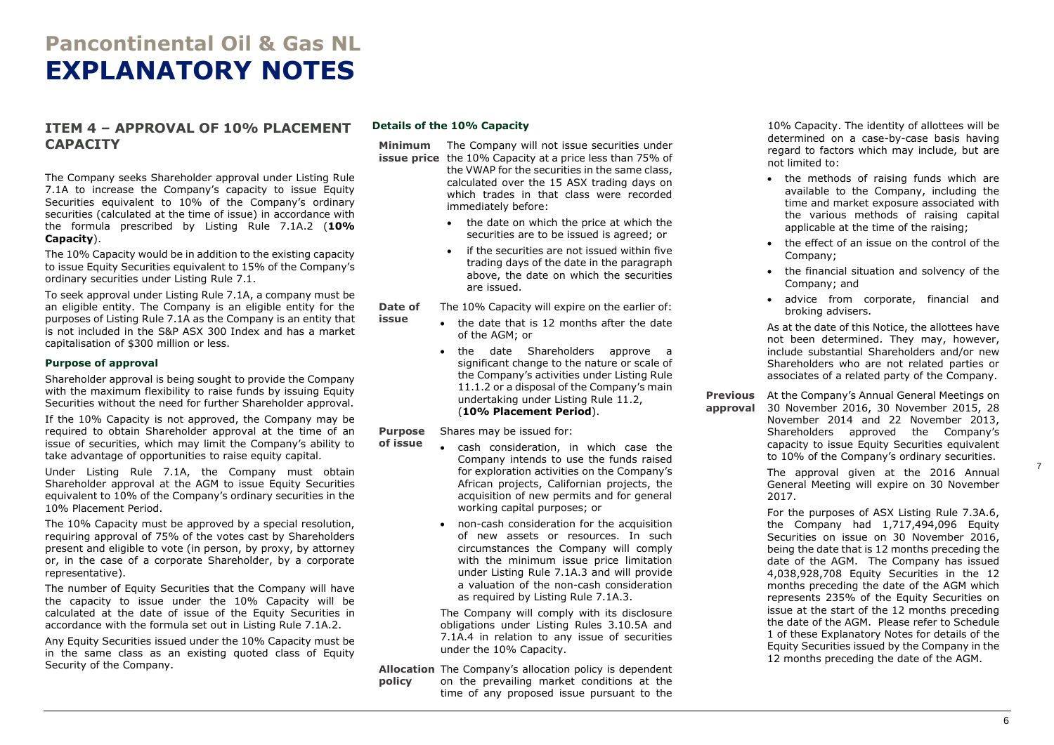# Pancontinental Oil & Gas NL

# EXPLANATORY NOTES

## ITEM 4 – APPROVAL OF 10% PLACEMENT CAPACITY

The Company seeks Shareholder approval under Listing Rule 7.1A to increase the Company's capacity to issue Equity Securities equivalent to 10% of the Company's ordinary securities (calculated at the time of issue) in accordance with the formula prescribed by Listing Rule 7.1A.2 (**10% Capacity**).

The 10% Capacity would be in addition to the existing capacity to issue Equity Securities equivalent to 15% of the Company's ordinary securities under Listing Rule 7.1.

To seek approval under Listing Rule 7.1A, a company must be an eligible entity. The Company is an eligible entity for the purposes of Listing Rule 7.1A as the Company is an entity that is not included in the S&P ASX 300 Index and has a market capitalisation of $300 million or less.

### Purpose of approval

Shareholder approval is being sought to provide the Company with the maximum flexibility to raise funds by issuing Equity Securities without the need for further Shareholder approval.

If the 10% Capacity is not approved, the Company may be required to obtain Shareholder approval at the time of an issue of securities, which may limit the Company's ability to take advantage of opportunities to raise equity capital.

Under Listing Rule 7.1A, the Company must obtain Shareholder approval at the AGM to issue Equity Securities equivalent to 10% of the Company's ordinary securities in the 10% Placement Period.

The 10% Capacity must be approved by a special resolution, requiring approval of 75% of the votes cast by Shareholders present and eligible to vote (in person, by proxy, by attorney or, in the case of a corporate Shareholder, by a corporate representative).

The number of Equity Securities that the Company will have the capacity to issue under the 10% Capacity will be calculated at the date of issue of the Equity Securities in accordance with the formula set out in Listing Rule 7.1A.2.

Any Equity Securities issued under the 10% Capacity must be in the same class as an existing quoted class of Equity Security of the Company.

### Details of the 10% Capacity

**Minimum issue price**

The Company will not issue securities under the 10% Capacity at a price less than 75% of the VWAP for the securities in the same class, calculated over the 15 ASX trading days on which trades in that class were recorded immediately before:

- the date on which the price at which the securities are to be issued is agreed; or
- if the securities are not issued within five trading days of the date in the paragraph above, the date on which the securities are issued.

**Date of issue**

The 10% Capacity will expire on the earlier of:

- the date that is 12 months after the date of the AGM; or
- the date Shareholders approve a significant change to the nature or scale of the Company's activities under Listing Rule 11.1.2 or a disposal of the Company's main undertaking under Listing Rule 11.2, (**10% Placement Period**).

**Purpose of issue**

Shares may be issued for:

- cash consideration, in which case the Company intends to use the funds raised for exploration activities on the Company's African projects, Californian projects, the acquisition of new permits and for general working capital purposes; or
- non-cash consideration for the acquisition of new assets or resources. In such circumstances the Company will comply with the minimum issue price limitation under Listing Rule 7.1A.3 and will provide a valuation of the non-cash consideration as required by Listing Rule 7.1A.3.

The Company will comply with its disclosure obligations under Listing Rules 3.10.5A and 7.1A.4 in relation to any issue of securities under the 10% Capacity.

**Allocation policy**

The Company's allocation policy is dependent on the prevailing market conditions at the time of any proposed issue pursuant to the 10% Capacity. The identity of allottees will be determined on a case-by-case basis having regard to factors which may include, but are not limited to:

- the methods of raising funds which are available to the Company, including the time and market exposure associated with the various methods of raising capital applicable at the time of the raising;
- the effect of an issue on the control of the Company;
- the financial situation and solvency of the Company; and
- advice from corporate, financial and broking advisers.

As at the date of this Notice, the allottees have not been determined. They may, however, include substantial Shareholders and/or new Shareholders who are not related parties or associates of a related party of the Company.

**Previous approval**

At the Company's Annual General Meetings on 30 November 2016, 30 November 2015, 28 November 2014 and 22 November 2013, Shareholders approved the Company's capacity to issue Equity Securities equivalent to 10% of the Company's ordinary securities.

The approval given at the 2016 Annual General Meeting will expire on 30 November 2017.

For the purposes of ASX Listing Rule 7.3A.6, the Company had 1,717,494,096 Equity Securities on issue on 30 November 2016, being the date that is 12 months preceding the date of the AGM. The Company has issued 4,038,928,708 Equity Securities in the 12 months preceding the date of the AGM which represents 235% of the Equity Securities on issue at the start of the 12 months preceding the date of the AGM. Please refer to Schedule 1 of these Explanatory Notes for details of the Equity Securities issued by the Company in the 12 months preceding the date of the AGM.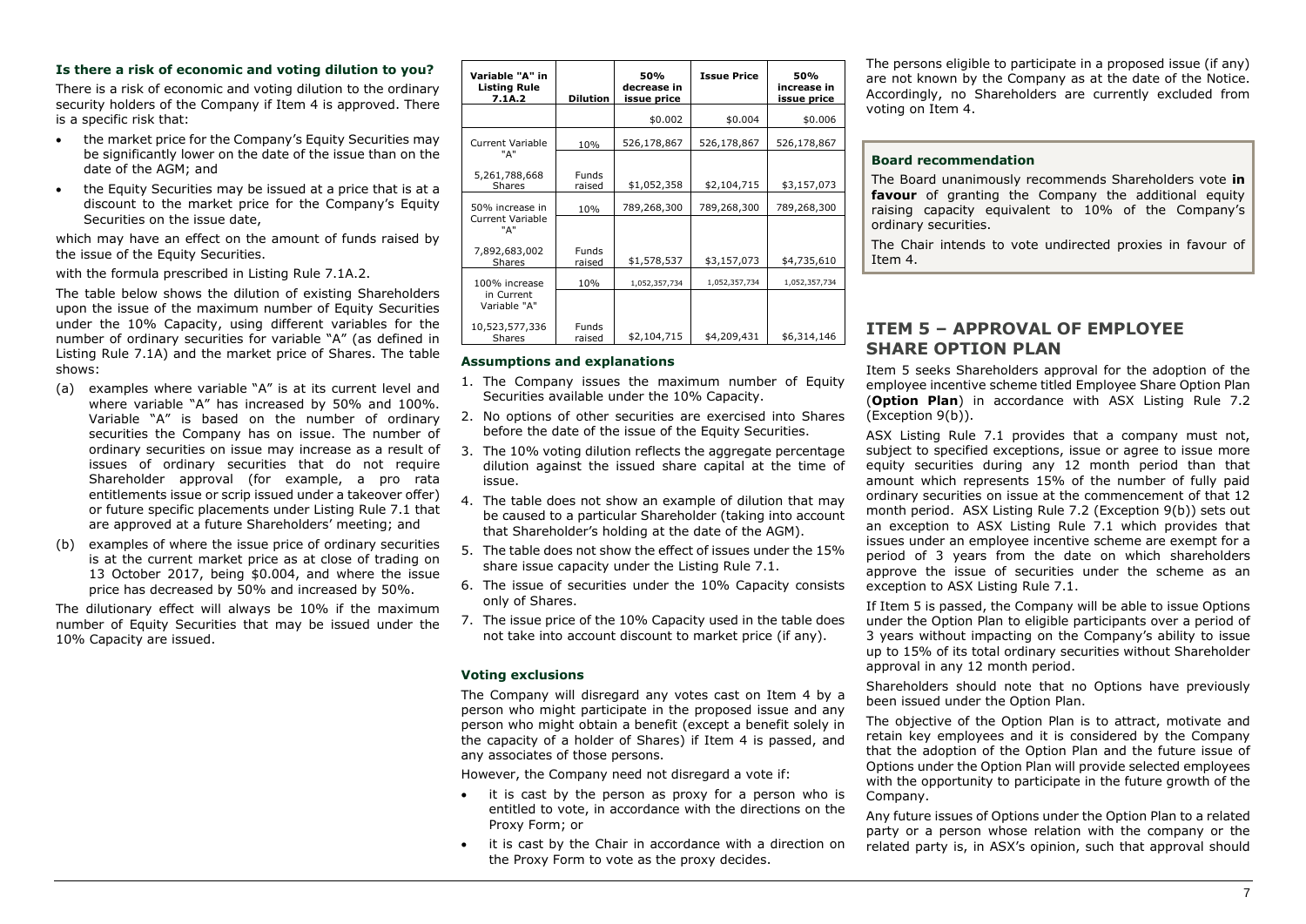### Is there a risk of economic and voting dilution to you?

There is a risk of economic and voting dilution to the ordinary security holders of the Company if Item 4 is approved. There is a specific risk that:

- the market price for the Company's Equity Securities may be significantly lower on the date of the issue than on the date of the AGM; and
- the Equity Securities may be issued at a price that is at a discount to the market price for the Company's Equity Securities on the issue date,

which may have an effect on the amount of funds raised by the issue of the Equity Securities.

with the formula prescribed in Listing Rule 7.1A.2.

The table below shows the dilution of existing Shareholders upon the issue of the maximum number of Equity Securities under the 10% Capacity, using different variables for the number of ordinary securities for variable "A" (as defined in Listing Rule 7.1A) and the market price of Shares. The table shows:

(a) examples where variable "A" is at its current level and where variable "A" has increased by 50% and 100%. Variable "A" is based on the number of ordinary securities the Company has on issue. The number of ordinary securities on issue may increase as a result of issues of ordinary securities that do not require Shareholder approval (for example, a pro rata entitlements issue or scrip issued under a takeover offer) or future specific placements under Listing Rule 7.1 that are approved at a future Shareholders' meeting; and

(b) examples of where the issue price of ordinary securities is at the current market price as at close of trading on 13 October 2017, being $0.004, and where the issue price has decreased by 50% and increased by 50%.

The dilutionary effect will always be 10% if the maximum number of Equity Securities that may be issued under the 10% Capacity are issued.

| Variable "A" in Listing Rule 7.1A.2 | Dilution | 50% decrease in issue price | Issue Price | 50% increase in issue price |
|---|---|---|---|---|
| | | $0.002 | $0.004 | $0.006 |
| Current Variable "A" | 10% | 526,178,867 | 526,178,867 | 526,178,867 |
| 5,261,788,668 Shares | Funds raised | $1,052,358 | $2,104,715 | $3,157,073 |
| 50% increase in Current Variable "A" | 10% | 789,268,300 | 789,268,300 | 789,268,300 |
| 7,892,683,002 Shares | Funds raised | $1,578,537 | $3,157,073 | $4,735,610 |
| 100% increase in Current Variable "A" | 10% | 1,052,357,734 | 1,052,357,734 | 1,052,357,734 |
| 10,523,577,336 Shares | Funds raised | $2,104,715 | $4,209,431 | $6,314,146 |

#### Assumptions and explanations

1. The Company issues the maximum number of Equity Securities available under the 10% Capacity.
2. No options of other securities are exercised into Shares before the date of the issue of the Equity Securities.
3. The 10% voting dilution reflects the aggregate percentage dilution against the issued share capital at the time of issue.
4. The table does not show an example of dilution that may be caused to a particular Shareholder (taking into account that Shareholder's holding at the date of the AGM).
5. The table does not show the effect of issues under the 15% share issue capacity under the Listing Rule 7.1.
6. The issue of securities under the 10% Capacity consists only of Shares.
7. The issue price of the 10% Capacity used in the table does not take into account discount to market price (if any).

#### Voting exclusions

The Company will disregard any votes cast on Item 4 by a person who might participate in the proposed issue and any person who might obtain a benefit (except a benefit solely in the capacity of a holder of Shares) if Item 4 is passed, and any associates of those persons.

However, the Company need not disregard a vote if:

- it is cast by the person as proxy for a person who is entitled to vote, in accordance with the directions on the Proxy Form; or
- it is cast by the Chair in accordance with a direction on the Proxy Form to vote as the proxy decides.

The persons eligible to participate in a proposed issue (if any) are not known by the Company as at the date of the Notice. Accordingly, no Shareholders are currently excluded from voting on Item 4.

#### Board recommendation

The Board unanimously recommends Shareholders vote **in favour** of granting the Company the additional equity raising capacity equivalent to 10% of the Company's ordinary securities.

The Chair intends to vote undirected proxies in favour of Item 4.

## ITEM 5 – APPROVAL OF EMPLOYEE SHARE OPTION PLAN

Item 5 seeks Shareholders approval for the adoption of the employee incentive scheme titled Employee Share Option Plan (**Option Plan**) in accordance with ASX Listing Rule 7.2 (Exception 9(b)).

ASX Listing Rule 7.1 provides that a company must not, subject to specified exceptions, issue or agree to issue more equity securities during any 12 month period than that amount which represents 15% of the number of fully paid ordinary securities on issue at the commencement of that 12 month period. ASX Listing Rule 7.2 (Exception 9(b)) sets out an exception to ASX Listing Rule 7.1 which provides that issues under an employee incentive scheme are exempt for a period of 3 years from the date on which shareholders approve the issue of securities under the scheme as an exception to ASX Listing Rule 7.1.

If Item 5 is passed, the Company will be able to issue Options under the Option Plan to eligible participants over a period of 3 years without impacting on the Company's ability to issue up to 15% of its total ordinary securities without Shareholder approval in any 12 month period.

Shareholders should note that no Options have previously been issued under the Option Plan.

The objective of the Option Plan is to attract, motivate and retain key employees and it is considered by the Company that the adoption of the Option Plan and the future issue of Options under the Option Plan will provide selected employees with the opportunity to participate in the future growth of the Company.

Any future issues of Options under the Option Plan to a related party or a person whose relation with the company or the related party is, in ASX's opinion, such that approval should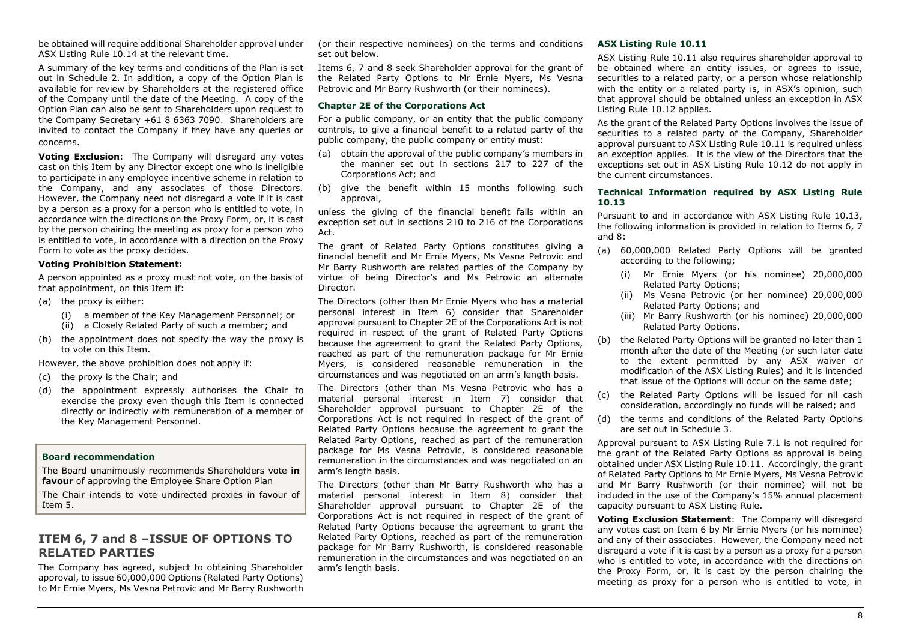be obtained will require additional Shareholder approval under ASX Listing Rule 10.14 at the relevant time.

A summary of the key terms and conditions of the Plan is set out in Schedule 2. In addition, a copy of the Option Plan is available for review by Shareholders at the registered office of the Company until the date of the Meeting. A copy of the Option Plan can also be sent to Shareholders upon request to the Company Secretary +61 8 6363 7090. Shareholders are invited to contact the Company if they have any queries or concerns.

**Voting Exclusion**: The Company will disregard any votes cast on this Item by any Director except one who is ineligible to participate in any employee incentive scheme in relation to the Company, and any associates of those Directors. However, the Company need not disregard a vote if it is cast by a person as a proxy for a person who is entitled to vote, in accordance with the directions on the Proxy Form, or, it is cast by the person chairing the meeting as proxy for a person who is entitled to vote, in accordance with a direction on the Proxy Form to vote as the proxy decides.

**Voting Prohibition Statement:**

A person appointed as a proxy must not vote, on the basis of that appointment, on this Item if:

(a) the proxy is either:
   (i) a member of the Key Management Personnel; or
   (ii) a Closely Related Party of such a member; and
(b) the appointment does not specify the way the proxy is to vote on this Item.

However, the above prohibition does not apply if:

(c) the proxy is the Chair; and
(d) the appointment expressly authorises the Chair to exercise the proxy even though this Item is connected directly or indirectly with remuneration of a member of the Key Management Personnel.

**Board recommendation**

The Board unanimously recommends Shareholders vote **in favour** of approving the Employee Share Option Plan

The Chair intends to vote undirected proxies in favour of Item 5.

## ITEM 6, 7 and 8 –ISSUE OF OPTIONS TO RELATED PARTIES

The Company has agreed, subject to obtaining Shareholder approval, to issue 60,000,000 Options (Related Party Options) to Mr Ernie Myers, Ms Vesna Petrovic and Mr Barry Rushworth (or their respective nominees) on the terms and conditions set out below.

Items 6, 7 and 8 seek Shareholder approval for the grant of the Related Party Options to Mr Ernie Myers, Ms Vesna Petrovic and Mr Barry Rushworth (or their nominees).

### Chapter 2E of the Corporations Act

For a public company, or an entity that the public company controls, to give a financial benefit to a related party of the public company, the public company or entity must:

(a) obtain the approval of the public company's members in the manner set out in sections 217 to 227 of the Corporations Act; and
(b) give the benefit within 15 months following such approval,

unless the giving of the financial benefit falls within an exception set out in sections 210 to 216 of the Corporations Act.

The grant of Related Party Options constitutes giving a financial benefit and Mr Ernie Myers, Ms Vesna Petrovic and Mr Barry Rushworth are related parties of the Company by virtue of being Director's and Ms Petrovic an alternate Director.

The Directors (other than Mr Ernie Myers who has a material personal interest in Item 6) consider that Shareholder approval pursuant to Chapter 2E of the Corporations Act is not required in respect of the grant of Related Party Options because the agreement to grant the Related Party Options, reached as part of the remuneration package for Mr Ernie Myers, is considered reasonable remuneration in the circumstances and was negotiated on an arm's length basis.

The Directors (other than Ms Vesna Petrovic who has a material personal interest in Item 7) consider that Shareholder approval pursuant to Chapter 2E of the Corporations Act is not required in respect of the grant of Related Party Options because the agreement to grant the Related Party Options, reached as part of the remuneration package for Ms Vesna Petrovic, is considered reasonable remuneration in the circumstances and was negotiated on an arm's length basis.

The Directors (other than Mr Barry Rushworth who has a material personal interest in Item 8) consider that Shareholder approval pursuant to Chapter 2E of the Corporations Act is not required in respect of the grant of Related Party Options because the agreement to grant the Related Party Options, reached as part of the remuneration package for Mr Barry Rushworth, is considered reasonable remuneration in the circumstances and was negotiated on an arm's length basis.

### ASX Listing Rule 10.11

ASX Listing Rule 10.11 also requires shareholder approval to be obtained where an entity issues, or agrees to issue, securities to a related party, or a person whose relationship with the entity or a related party is, in ASX's opinion, such that approval should be obtained unless an exception in ASX Listing Rule 10.12 applies.

As the grant of the Related Party Options involves the issue of securities to a related party of the Company, Shareholder approval pursuant to ASX Listing Rule 10.11 is required unless an exception applies. It is the view of the Directors that the exceptions set out in ASX Listing Rule 10.12 do not apply in the current circumstances.

### Technical Information required by ASX Listing Rule 10.13

Pursuant to and in accordance with ASX Listing Rule 10.13, the following information is provided in relation to Items 6, 7 and 8:

(a) 60,000,000 Related Party Options will be granted according to the following;
   (i) Mr Ernie Myers (or his nominee) 20,000,000 Related Party Options;
   (ii) Ms Vesna Petrovic (or her nominee) 20,000,000 Related Party Options; and
   (iii) Mr Barry Rushworth (or his nominee) 20,000,000 Related Party Options.
(b) the Related Party Options will be granted no later than 1 month after the date of the Meeting (or such later date to the extent permitted by any ASX waiver or modification of the ASX Listing Rules) and it is intended that issue of the Options will occur on the same date;
(c) the Related Party Options will be issued for nil cash consideration, accordingly no funds will be raised; and
(d) the terms and conditions of the Related Party Options are set out in Schedule 3.

Approval pursuant to ASX Listing Rule 7.1 is not required for the grant of the Related Party Options as approval is being obtained under ASX Listing Rule 10.11. Accordingly, the grant of Related Party Options to Mr Ernie Myers, Ms Vesna Petrovic and Mr Barry Rushworth (or their nominee) will not be included in the use of the Company's 15% annual placement capacity pursuant to ASX Listing Rule.

**Voting Exclusion Statement**: The Company will disregard any votes cast on Item 6 by Mr Ernie Myers (or his nominee) and any of their associates. However, the Company need not disregard a vote if it is cast by a person as a proxy for a person who is entitled to vote, in accordance with the directions on the Proxy Form, or, it is cast by the person chairing the meeting as proxy for a person who is entitled to vote, in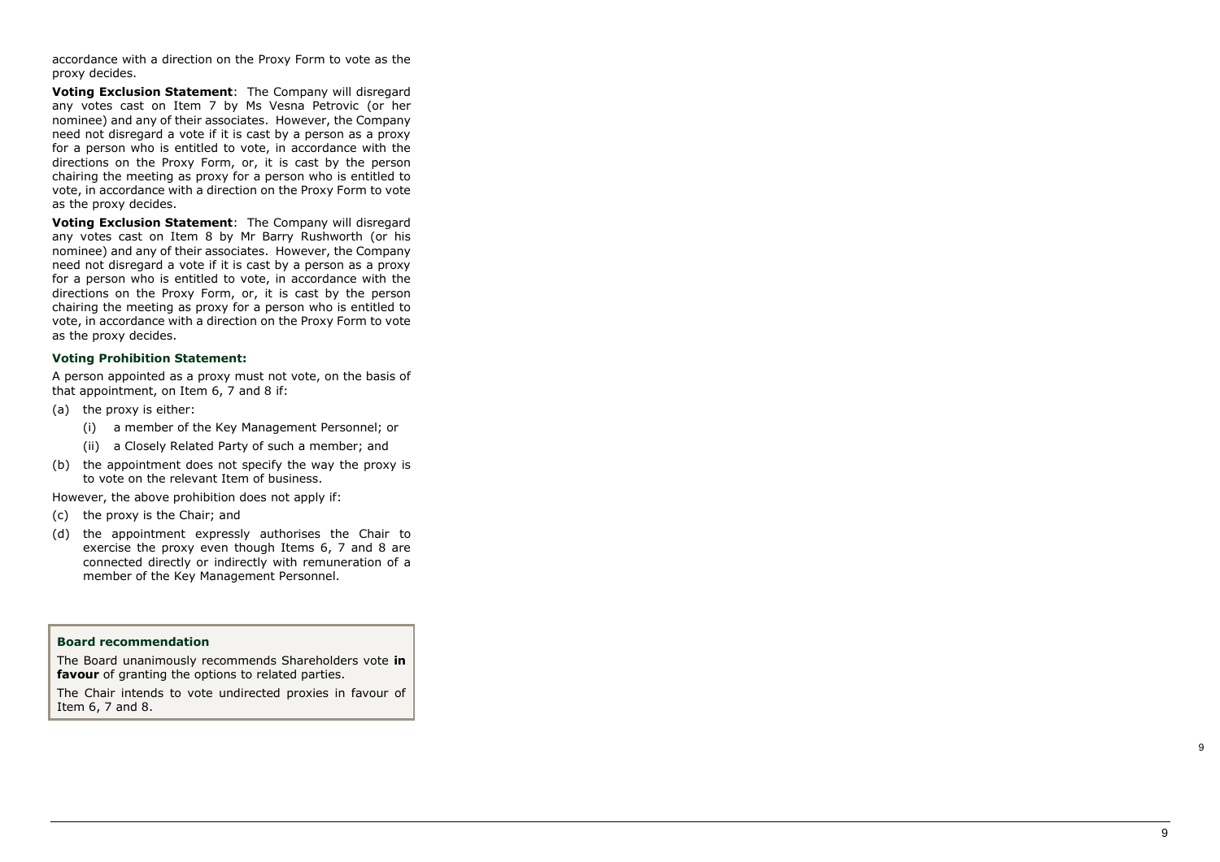accordance with a direction on the Proxy Form to vote as the proxy decides.

**Voting Exclusion Statement**: The Company will disregard any votes cast on Item 7 by Ms Vesna Petrovic (or her nominee) and any of their associates. However, the Company need not disregard a vote if it is cast by a person as a proxy for a person who is entitled to vote, in accordance with the directions on the Proxy Form, or, it is cast by the person chairing the meeting as proxy for a person who is entitled to vote, in accordance with a direction on the Proxy Form to vote as the proxy decides.

**Voting Exclusion Statement**: The Company will disregard any votes cast on Item 8 by Mr Barry Rushworth (or his nominee) and any of their associates. However, the Company need not disregard a vote if it is cast by a person as a proxy for a person who is entitled to vote, in accordance with the directions on the Proxy Form, or, it is cast by the person chairing the meeting as proxy for a person who is entitled to vote, in accordance with a direction on the Proxy Form to vote as the proxy decides.

**Voting Prohibition Statement:**

A person appointed as a proxy must not vote, on the basis of that appointment, on Item 6, 7 and 8 if:

(a) the proxy is either:

  (i) a member of the Key Management Personnel; or

  (ii) a Closely Related Party of such a member; and

(b) the appointment does not specify the way the proxy is to vote on the relevant Item of business.

However, the above prohibition does not apply if:

(c) the proxy is the Chair; and

(d) the appointment expressly authorises the Chair to exercise the proxy even though Items 6, 7 and 8 are connected directly or indirectly with remuneration of a member of the Key Management Personnel.

**Board recommendation**

The Board unanimously recommends Shareholders vote **in favour** of granting the options to related parties.

The Chair intends to vote undirected proxies in favour of Item 6, 7 and 8.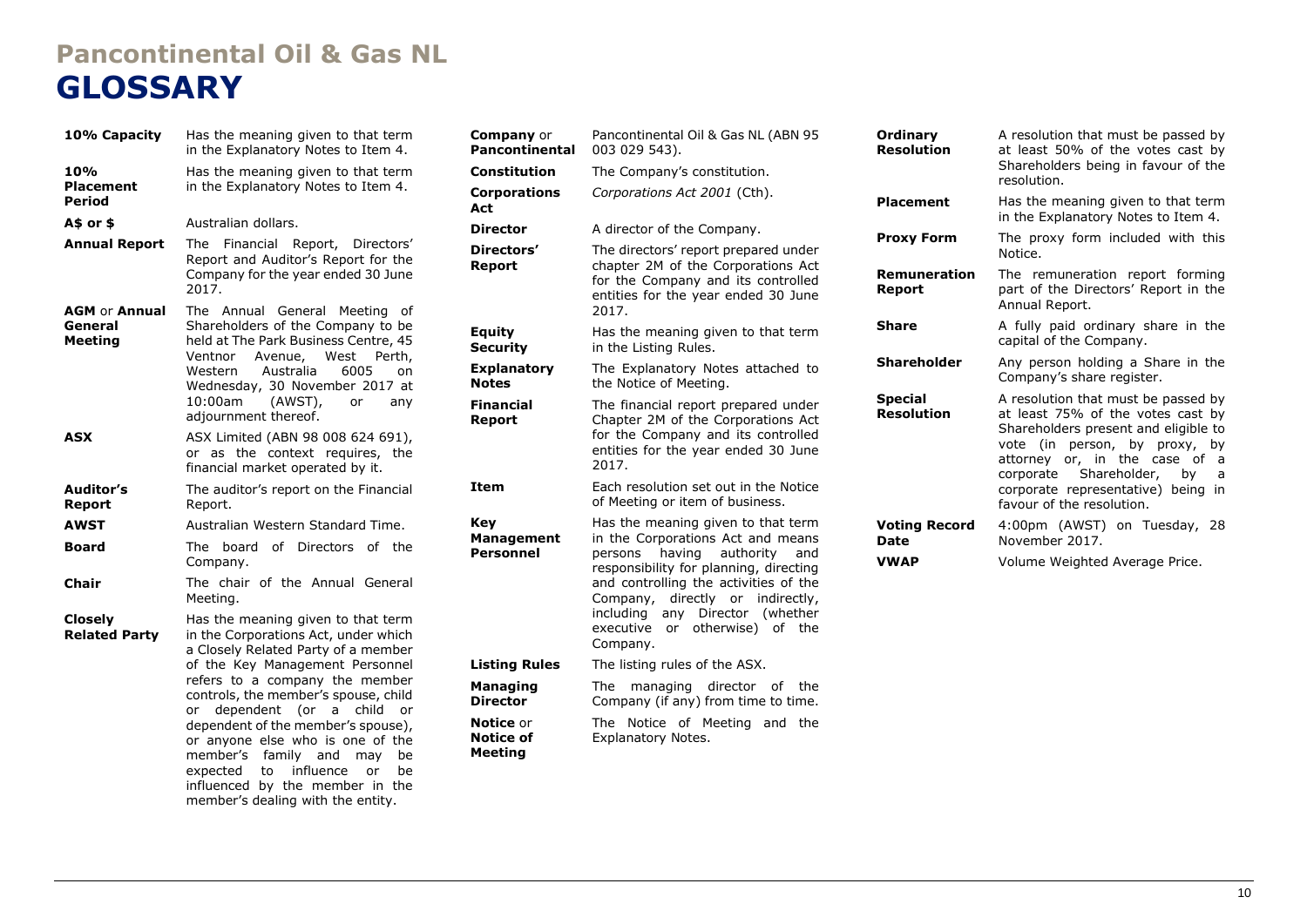# Pancontinental Oil & Gas NL

# GLOSSARY

| Term | Meaning |
| --- | --- |
| **10% Capacity** | Has the meaning given to that term in the Explanatory Notes to Item 4. |
| **10% Placement Period** | Has the meaning given to that term in the Explanatory Notes to Item 4. |
| **A$ or $** | Australian dollars. |
| **Annual Report** | The Financial Report, Directors' Report and Auditor's Report for the Company for the year ended 30 June 2017. |
| **AGM** or **Annual General Meeting** | The Annual General Meeting of Shareholders of the Company to be held at The Park Business Centre, 45 Ventnor Avenue, West Perth, Western Australia 6005 on Wednesday, 30 November 2017 at 10:00am (AWST), or any adjournment thereof. |
| **ASX** | ASX Limited (ABN 98 008 624 691), or as the context requires, the financial market operated by it. |
| **Auditor's Report** | The auditor's report on the Financial Report. |
| **AWST** | Australian Western Standard Time. |
| **Board** | The board of Directors of the Company. |
| **Chair** | The chair of the Annual General Meeting. |
| **Closely Related Party** | Has the meaning given to that term in the Corporations Act, under which a Closely Related Party of a member of the Key Management Personnel refers to a company the member controls, the member's spouse, child or dependent (or a child or dependent of the member's spouse), or anyone else who is one of the member's family and may be expected to influence or be influenced by the member in the member's dealing with the entity. |
| **Company** or **Pancontinental** | Pancontinental Oil & Gas NL (ABN 95 003 029 543). |
| **Constitution** | The Company's constitution. |
| **Corporations Act** | *Corporations Act 2001* (Cth). |
| **Director** | A director of the Company. |
| **Directors' Report** | The directors' report prepared under chapter 2M of the Corporations Act for the Company and its controlled entities for the year ended 30 June 2017. |
| **Equity Security** | Has the meaning given to that term in the Listing Rules. |
| **Explanatory Notes** | The Explanatory Notes attached to the Notice of Meeting. |
| **Financial Report** | The financial report prepared under Chapter 2M of the Corporations Act for the Company and its controlled entities for the year ended 30 June 2017. |
| **Item** | Each resolution set out in the Notice of Meeting or item of business. |
| **Key Management Personnel** | Has the meaning given to that term in the Corporations Act and means persons having authority and responsibility for planning, directing and controlling the activities of the Company, directly or indirectly, including any Director (whether executive or otherwise) of the Company. |
| **Listing Rules** | The listing rules of the ASX. |
| **Managing Director** | The managing director of the Company (if any) from time to time. |
| **Notice** or **Notice of Meeting** | The Notice of Meeting and the Explanatory Notes. |
| **Ordinary Resolution** | A resolution that must be passed by at least 50% of the votes cast by Shareholders being in favour of the resolution. |
| **Placement** | Has the meaning given to that term in the Explanatory Notes to Item 4. |
| **Proxy Form** | The proxy form included with this Notice. |
| **Remuneration Report** | The remuneration report forming part of the Directors' Report in the Annual Report. |
| **Share** | A fully paid ordinary share in the capital of the Company. |
| **Shareholder** | Any person holding a Share in the Company's share register. |
| **Special Resolution** | A resolution that must be passed by at least 75% of the votes cast by Shareholders present and eligible to vote (in person, by proxy, by attorney or, in the case of a corporate Shareholder, by a corporate representative) being in favour of the resolution. |
| **Voting Record Date** | 4:00pm (AWST) on Tuesday, 28 November 2017. |
| **VWAP** | Volume Weighted Average Price. |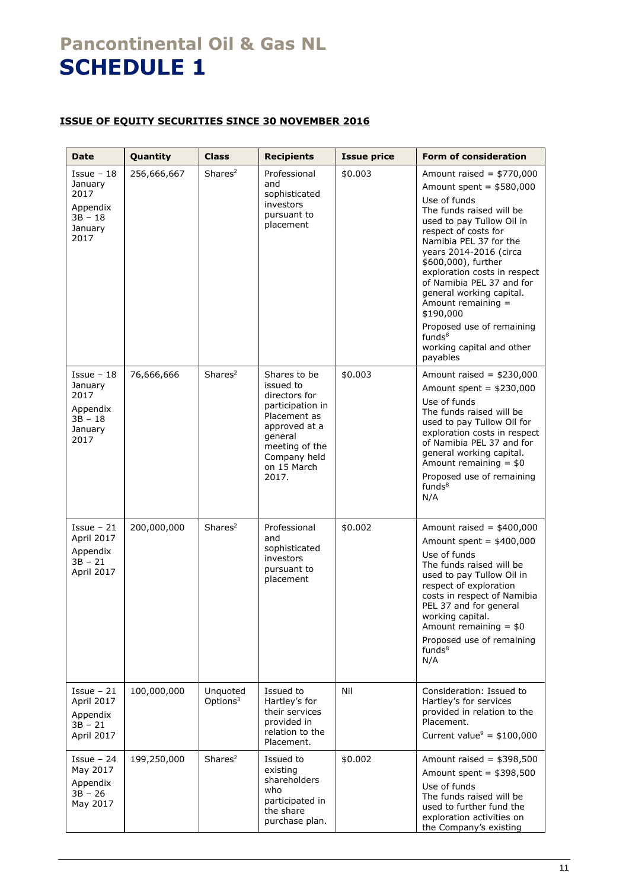# Pancontinental Oil & Gas NL

# SCHEDULE 1

**ISSUE OF EQUITY SECURITIES SINCE 30 NOVEMBER 2016**

| Date | Quantity | Class | Recipients | Issue price | Form of consideration |
|---|---|---|---|---|---|
| Issue – 18 January 2017<br>Appendix 3B – 18 January 2017 | 256,666,667 | Shares[2] | Professional and sophisticated investors pursuant to placement | \$0.003 | Amount raised = \$770,000<br>Amount spent = \$580,000<br>Use of funds<br>The funds raised will be used to pay Tullow Oil in respect of costs for Namibia PEL 37 for the years 2014-2016 (circa \$600,000), further exploration costs in respect of Namibia PEL 37 and for general working capital.<br>Amount remaining = \$190,000<br>Proposed use of remaining funds[8]<br>working capital and other payables |
| Issue – 18 January 2017<br>Appendix 3B – 18 January 2017 | 76,666,666 | Shares[2] | Shares to be issued to directors for participation in Placement as approved at a general meeting of the Company held on 15 March 2017. | \$0.003 | Amount raised = \$230,000<br>Amount spent = \$230,000<br>Use of funds<br>The funds raised will be used to pay Tullow Oil for exploration costs in respect of Namibia PEL 37 and for general working capital.<br>Amount remaining = \$0<br>Proposed use of remaining funds[8]<br>N/A |
| Issue – 21 April 2017<br>Appendix 3B – 21 April 2017 | 200,000,000 | Shares[2] | Professional and sophisticated investors pursuant to placement | \$0.002 | Amount raised = \$400,000<br>Amount spent = \$400,000<br>Use of funds<br>The funds raised will be used to pay Tullow Oil in respect of exploration costs in respect of Namibia PEL 37 and for general working capital.<br>Amount remaining = \$0<br>Proposed use of remaining funds[8]<br>N/A |
| Issue – 21 April 2017<br>Appendix 3B – 21 April 2017 | 100,000,000 | Unquoted Options[3] | Issued to Hartley's for their services provided in relation to the Placement. | Nil | Consideration: Issued to Hartley's for services provided in relation to the Placement.<br>Current value[9] = \$100,000 |
| Issue – 24 May 2017<br>Appendix 3B – 26 May 2017 | 199,250,000 | Shares[2] | Issued to existing shareholders who participated in the share purchase plan. | \$0.002 | Amount raised = \$398,500<br>Amount spent = \$398,500<br>Use of funds<br>The funds raised will be used to further fund the exploration activities on the Company's existing |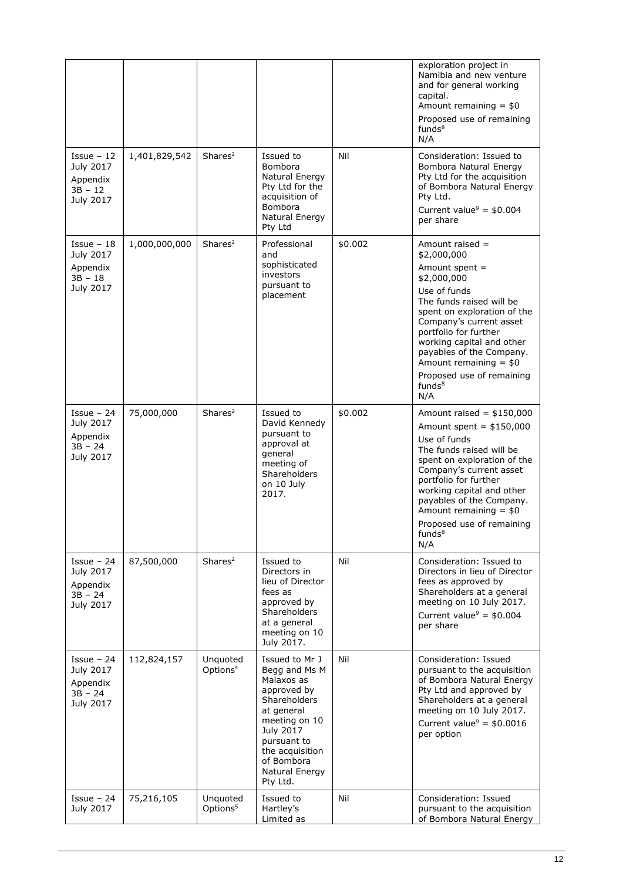| | | | | | exploration project in Namibia and new venture and for general working capital.<br>Amount remaining = $0<br>Proposed use of remaining funds[8]<br>N/A |
|---|---|---|---|---|---|
| Issue – 12 July 2017<br>Appendix 3B – 12 July 2017 | 1,401,829,542 | Shares[2] | Issued to Bombora Natural Energy Pty Ltd for the acquisition of Bombora Natural Energy Pty Ltd | Nil | Consideration: Issued to Bombora Natural Energy Pty Ltd for the acquisition of Bombora Natural Energy Pty Ltd.<br>Current value[9] = $0.004 per share |
| Issue – 18 July 2017<br>Appendix 3B – 18 July 2017 | 1,000,000,000 | Shares[2] | Professional and sophisticated investors pursuant to placement | $0.002 | Amount raised = $2,000,000<br>Amount spent = $2,000,000<br>Use of funds<br>The funds raised will be spent on exploration of the Company's current asset portfolio for further working capital and other payables of the Company.<br>Amount remaining = $0<br>Proposed use of remaining funds[8]<br>N/A |
| Issue – 24 July 2017<br>Appendix 3B – 24 July 2017 | 75,000,000 | Shares[2] | Issued to David Kennedy pursuant to approval at general meeting of Shareholders on 10 July 2017. | $0.002 | Amount raised = $150,000<br>Amount spent = $150,000<br>Use of funds<br>The funds raised will be spent on exploration of the Company's current asset portfolio for further working capital and other payables of the Company.<br>Amount remaining = $0<br>Proposed use of remaining funds[8]<br>N/A |
| Issue – 24 July 2017<br>Appendix 3B – 24 July 2017 | 87,500,000 | Shares[2] | Issued to Directors in lieu of Director fees as approved by Shareholders at a general meeting on 10 July 2017. | Nil | Consideration: Issued to Directors in lieu of Director fees as approved by Shareholders at a general meeting on 10 July 2017.<br>Current value[9] = $0.004 per share |
| Issue – 24 July 2017<br>Appendix 3B – 24 July 2017 | 112,824,157 | Unquoted Options[4] | Issued to Mr J Begg and Ms M Malaxos as approved by Shareholders at general meeting on 10 July 2017 pursuant to the acquisition of Bombora Natural Energy Pty Ltd. | Nil | Consideration: Issued pursuant to the acquisition of Bombora Natural Energy Pty Ltd and approved by Shareholders at a general meeting on 10 July 2017.<br>Current value[9] = $0.0016 per option |
| Issue – 24 July 2017 | 75,216,105 | Unquoted Options[5] | Issued to Hartley's Limited as | Nil | Consideration: Issued pursuant to the acquisition of Bombora Natural Energy |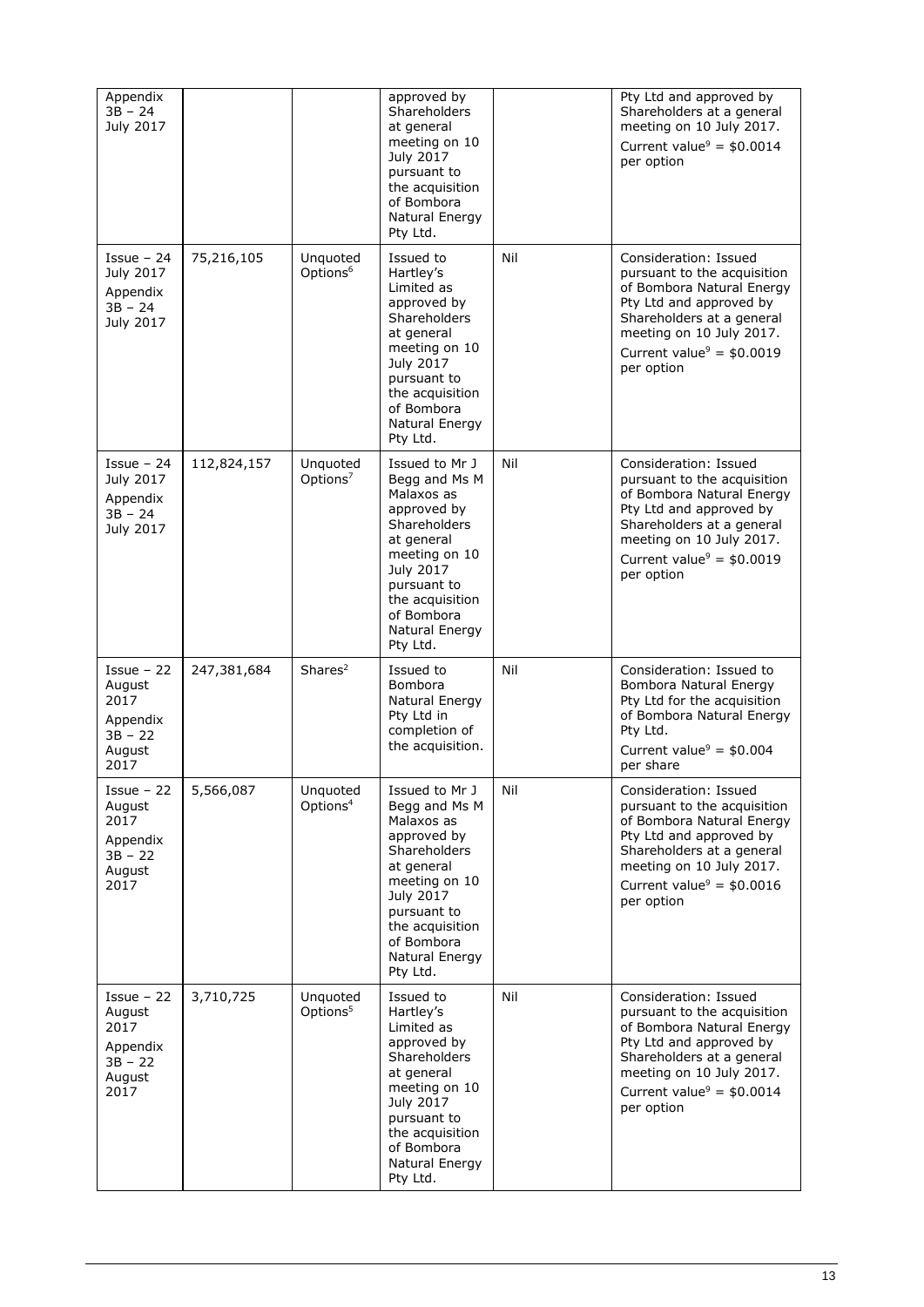| Appendix 3B – 24 July 2017 | | | approved by Shareholders at general meeting on 10 July 2017 pursuant to the acquisition of Bombora Natural Energy Pty Ltd. | | Pty Ltd and approved by Shareholders at a general meeting on 10 July 2017. Current value[9] = $0.0014 per option |
|---|---|---|---|---|---|
| Issue – 24 July 2017 Appendix 3B – 24 July 2017 | 75,216,105 | Unquoted Options[6] | Issued to Hartley's Limited as approved by Shareholders at general meeting on 10 July 2017 pursuant to the acquisition of Bombora Natural Energy Pty Ltd. | Nil | Consideration: Issued pursuant to the acquisition of Bombora Natural Energy Pty Ltd and approved by Shareholders at a general meeting on 10 July 2017. Current value[9] = $0.0019 per option |
| Issue – 24 July 2017 Appendix 3B – 24 July 2017 | 112,824,157 | Unquoted Options[7] | Issued to Mr J Begg and Ms M Malaxos as approved by Shareholders at general meeting on 10 July 2017 pursuant to the acquisition of Bombora Natural Energy Pty Ltd. | Nil | Consideration: Issued pursuant to the acquisition of Bombora Natural Energy Pty Ltd and approved by Shareholders at a general meeting on 10 July 2017. Current value[9] = $0.0019 per option |
| Issue – 22 August 2017 Appendix 3B – 22 August 2017 | 247,381,684 | Shares[2] | Issued to Bombora Natural Energy Pty Ltd in completion of the acquisition. | Nil | Consideration: Issued to Bombora Natural Energy Pty Ltd for the acquisition of Bombora Natural Energy Pty Ltd. Current value[9] = $0.004 per share |
| Issue – 22 August 2017 Appendix 3B – 22 August 2017 | 5,566,087 | Unquoted Options[4] | Issued to Mr J Begg and Ms M Malaxos as approved by Shareholders at general meeting on 10 July 2017 pursuant to the acquisition of Bombora Natural Energy Pty Ltd. | Nil | Consideration: Issued pursuant to the acquisition of Bombora Natural Energy Pty Ltd and approved by Shareholders at a general meeting on 10 July 2017. Current value[9] = $0.0016 per option |
| Issue – 22 August 2017 Appendix 3B – 22 August 2017 | 3,710,725 | Unquoted Options[5] | Issued to Hartley's Limited as approved by Shareholders at general meeting on 10 July 2017 pursuant to the acquisition of Bombora Natural Energy Pty Ltd. | Nil | Consideration: Issued pursuant to the acquisition of Bombora Natural Energy Pty Ltd and approved by Shareholders at a general meeting on 10 July 2017. Current value[9] = $0.0014 per option |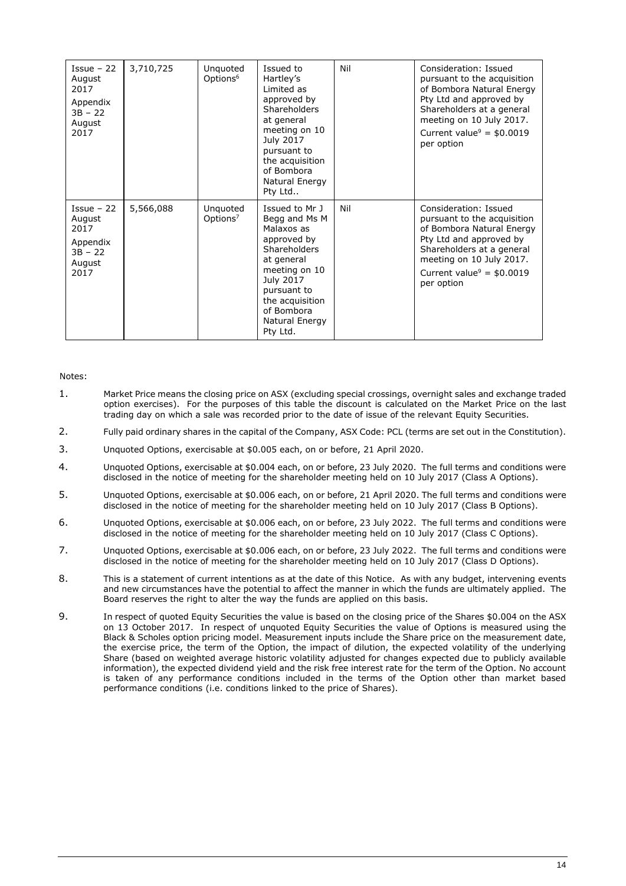| Issue – 22 August 2017 Appendix 3B – 22 August 2017 | 3,710,725 | Unquoted Options[6] | Issued to Hartley's Limited as approved by Shareholders at general meeting on 10 July 2017 pursuant to the acquisition of Bombora Natural Energy Pty Ltd.. | Nil | Consideration: Issued pursuant to the acquisition of Bombora Natural Energy Pty Ltd and approved by Shareholders at a general meeting on 10 July 2017. Current value[9] = $0.0019 per option |
|---|---|---|---|---|---|
| Issue – 22 August 2017 Appendix 3B – 22 August 2017 | 5,566,088 | Unquoted Options[7] | Issued to Mr J Begg and Ms M Malaxos as approved by Shareholders at general meeting on 10 July 2017 pursuant to the acquisition of Bombora Natural Energy Pty Ltd. | Nil | Consideration: Issued pursuant to the acquisition of Bombora Natural Energy Pty Ltd and approved by Shareholders at a general meeting on 10 July 2017. Current value[9] = $0.0019 per option |

Notes:

1. Market Price means the closing price on ASX (excluding special crossings, overnight sales and exchange traded option exercises). For the purposes of this table the discount is calculated on the Market Price on the last trading day on which a sale was recorded prior to the date of issue of the relevant Equity Securities.
2. Fully paid ordinary shares in the capital of the Company, ASX Code: PCL (terms are set out in the Constitution).
3. Unquoted Options, exercisable at $0.005 each, on or before, 21 April 2020.
4. Unquoted Options, exercisable at $0.004 each, on or before, 23 July 2020. The full terms and conditions were disclosed in the notice of meeting for the shareholder meeting held on 10 July 2017 (Class A Options).
5. Unquoted Options, exercisable at $0.006 each, on or before, 21 April 2020. The full terms and conditions were disclosed in the notice of meeting for the shareholder meeting held on 10 July 2017 (Class B Options).
6. Unquoted Options, exercisable at $0.006 each, on or before, 23 July 2022. The full terms and conditions were disclosed in the notice of meeting for the shareholder meeting held on 10 July 2017 (Class C Options).
7. Unquoted Options, exercisable at $0.006 each, on or before, 23 July 2022. The full terms and conditions were disclosed in the notice of meeting for the shareholder meeting held on 10 July 2017 (Class D Options).
8. This is a statement of current intentions as at the date of this Notice. As with any budget, intervening events and new circumstances have the potential to affect the manner in which the funds are ultimately applied. The Board reserves the right to alter the way the funds are applied on this basis.
9. In respect of quoted Equity Securities the value is based on the closing price of the Shares $0.004 on the ASX on 13 October 2017. In respect of unquoted Equity Securities the value of Options is measured using the Black & Scholes option pricing model. Measurement inputs include the Share price on the measurement date, the exercise price, the term of the Option, the impact of dilution, the expected volatility of the underlying Share (based on weighted average historic volatility adjusted for changes expected due to publicly available information), the expected dividend yield and the risk free interest rate for the term of the Option. No account is taken of any performance conditions included in the terms of the Option other than market based performance conditions (i.e. conditions linked to the price of Shares).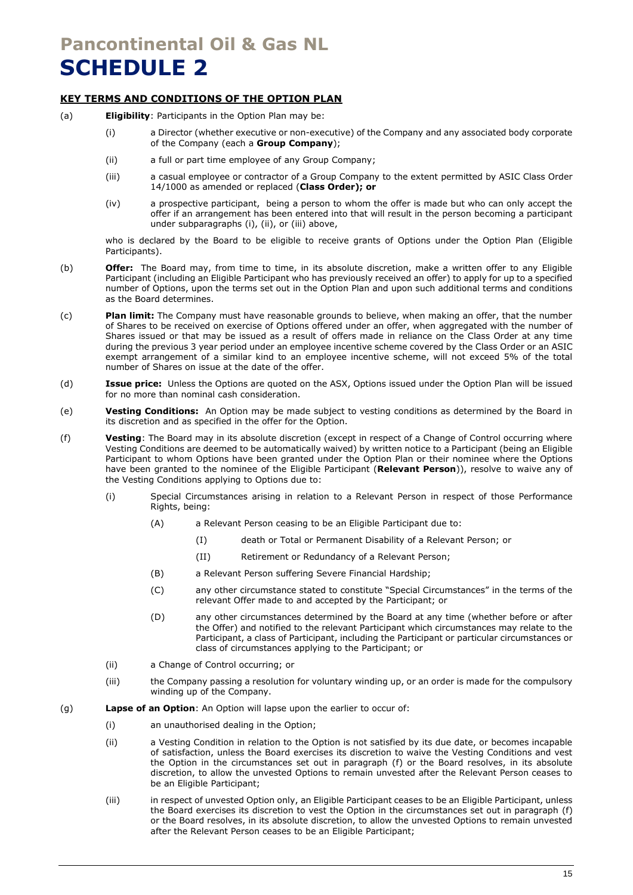# Pancontinental Oil & Gas NL

# SCHEDULE 2

## KEY TERMS AND CONDITIONS OF THE OPTION PLAN

(a) **Eligibility**: Participants in the Option Plan may be:

(i) a Director (whether executive or non-executive) of the Company and any associated body corporate of the Company (each a **Group Company**);

(ii) a full or part time employee of any Group Company;

(iii) a casual employee or contractor of a Group Company to the extent permitted by ASIC Class Order 14/1000 as amended or replaced (**Class Order); or**

(iv) a prospective participant, being a person to whom the offer is made but who can only accept the offer if an arrangement has been entered into that will result in the person becoming a participant under subparagraphs (i), (ii), or (iii) above,

who is declared by the Board to be eligible to receive grants of Options under the Option Plan (Eligible Participants).

(b) **Offer:** The Board may, from time to time, in its absolute discretion, make a written offer to any Eligible Participant (including an Eligible Participant who has previously received an offer) to apply for up to a specified number of Options, upon the terms set out in the Option Plan and upon such additional terms and conditions as the Board determines.

(c) **Plan limit:** The Company must have reasonable grounds to believe, when making an offer, that the number of Shares to be received on exercise of Options offered under an offer, when aggregated with the number of Shares issued or that may be issued as a result of offers made in reliance on the Class Order at any time during the previous 3 year period under an employee incentive scheme covered by the Class Order or an ASIC exempt arrangement of a similar kind to an employee incentive scheme, will not exceed 5% of the total number of Shares on issue at the date of the offer.

(d) **Issue price:** Unless the Options are quoted on the ASX, Options issued under the Option Plan will be issued for no more than nominal cash consideration.

(e) **Vesting Conditions:** An Option may be made subject to vesting conditions as determined by the Board in its discretion and as specified in the offer for the Option.

(f) **Vesting**: The Board may in its absolute discretion (except in respect of a Change of Control occurring where Vesting Conditions are deemed to be automatically waived) by written notice to a Participant (being an Eligible Participant to whom Options have been granted under the Option Plan or their nominee where the Options have been granted to the nominee of the Eligible Participant (**Relevant Person**)), resolve to waive any of the Vesting Conditions applying to Options due to:

(i) Special Circumstances arising in relation to a Relevant Person in respect of those Performance Rights, being:

(A) a Relevant Person ceasing to be an Eligible Participant due to:

(I) death or Total or Permanent Disability of a Relevant Person; or

(II) Retirement or Redundancy of a Relevant Person;

(B) a Relevant Person suffering Severe Financial Hardship;

(C) any other circumstance stated to constitute "Special Circumstances" in the terms of the relevant Offer made to and accepted by the Participant; or

(D) any other circumstances determined by the Board at any time (whether before or after the Offer) and notified to the relevant Participant which circumstances may relate to the Participant, a class of Participant, including the Participant or particular circumstances or class of circumstances applying to the Participant; or

(ii) a Change of Control occurring; or

(iii) the Company passing a resolution for voluntary winding up, or an order is made for the compulsory winding up of the Company.

(g) **Lapse of an Option**: An Option will lapse upon the earlier to occur of:

(i) an unauthorised dealing in the Option;

(ii) a Vesting Condition in relation to the Option is not satisfied by its due date, or becomes incapable of satisfaction, unless the Board exercises its discretion to waive the Vesting Conditions and vest the Option in the circumstances set out in paragraph (f) or the Board resolves, in its absolute discretion, to allow the unvested Options to remain unvested after the Relevant Person ceases to be an Eligible Participant;

(iii) in respect of unvested Option only, an Eligible Participant ceases to be an Eligible Participant, unless the Board exercises its discretion to vest the Option in the circumstances set out in paragraph (f) or the Board resolves, in its absolute discretion, to allow the unvested Options to remain unvested after the Relevant Person ceases to be an Eligible Participant;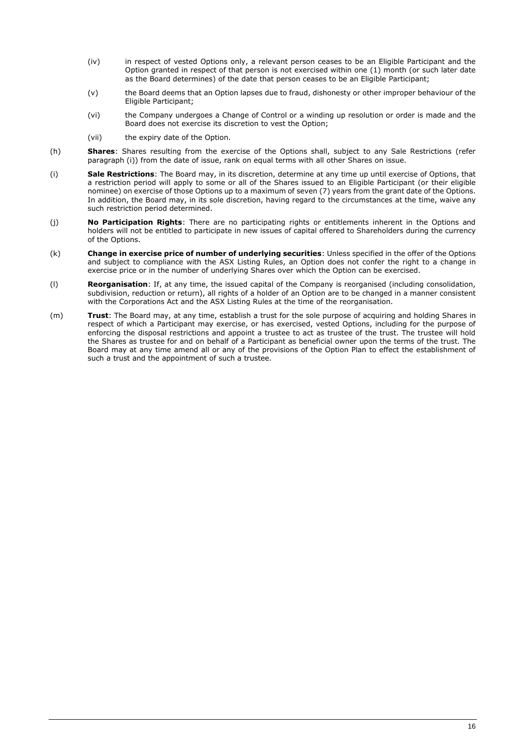(iv) in respect of vested Options only, a relevant person ceases to be an Eligible Participant and the Option granted in respect of that person is not exercised within one (1) month (or such later date as the Board determines) of the date that person ceases to be an Eligible Participant;

(v) the Board deems that an Option lapses due to fraud, dishonesty or other improper behaviour of the Eligible Participant;

(vi) the Company undergoes a Change of Control or a winding up resolution or order is made and the Board does not exercise its discretion to vest the Option;

(vii) the expiry date of the Option.

(h) **Shares**: Shares resulting from the exercise of the Options shall, subject to any Sale Restrictions (refer paragraph (i)) from the date of issue, rank on equal terms with all other Shares on issue.

(i) **Sale Restrictions**: The Board may, in its discretion, determine at any time up until exercise of Options, that a restriction period will apply to some or all of the Shares issued to an Eligible Participant (or their eligible nominee) on exercise of those Options up to a maximum of seven (7) years from the grant date of the Options. In addition, the Board may, in its sole discretion, having regard to the circumstances at the time, waive any such restriction period determined.

(j) **No Participation Rights**: There are no participating rights or entitlements inherent in the Options and holders will not be entitled to participate in new issues of capital offered to Shareholders during the currency of the Options.

(k) **Change in exercise price of number of underlying securities**: Unless specified in the offer of the Options and subject to compliance with the ASX Listing Rules, an Option does not confer the right to a change in exercise price or in the number of underlying Shares over which the Option can be exercised.

(l) **Reorganisation**: If, at any time, the issued capital of the Company is reorganised (including consolidation, subdivision, reduction or return), all rights of a holder of an Option are to be changed in a manner consistent with the Corporations Act and the ASX Listing Rules at the time of the reorganisation.

(m) **Trust**: The Board may, at any time, establish a trust for the sole purpose of acquiring and holding Shares in respect of which a Participant may exercise, or has exercised, vested Options, including for the purpose of enforcing the disposal restrictions and appoint a trustee to act as trustee of the trust. The trustee will hold the Shares as trustee for and on behalf of a Participant as beneficial owner upon the terms of the trust. The Board may at any time amend all or any of the provisions of the Option Plan to effect the establishment of such a trust and the appointment of such a trustee.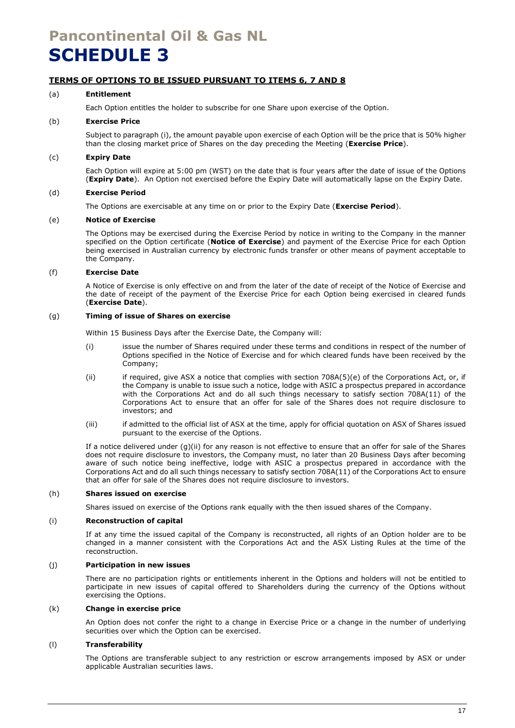# Pancontinental Oil & Gas NL

# SCHEDULE 3

**TERMS OF OPTIONS TO BE ISSUED PURSUANT TO ITEMS 6, 7 AND 8**

(a) **Entitlement**

Each Option entitles the holder to subscribe for one Share upon exercise of the Option.

(b) **Exercise Price**

Subject to paragraph (i), the amount payable upon exercise of each Option will be the price that is 50% higher than the closing market price of Shares on the day preceding the Meeting (**Exercise Price**).

(c) **Expiry Date**

Each Option will expire at 5:00 pm (WST) on the date that is four years after the date of issue of the Options (**Expiry Date**). An Option not exercised before the Expiry Date will automatically lapse on the Expiry Date.

(d) **Exercise Period**

The Options are exercisable at any time on or prior to the Expiry Date (**Exercise Period**).

(e) **Notice of Exercise**

The Options may be exercised during the Exercise Period by notice in writing to the Company in the manner specified on the Option certificate (**Notice of Exercise**) and payment of the Exercise Price for each Option being exercised in Australian currency by electronic funds transfer or other means of payment acceptable to the Company.

(f) **Exercise Date**

A Notice of Exercise is only effective on and from the later of the date of receipt of the Notice of Exercise and the date of receipt of the payment of the Exercise Price for each Option being exercised in cleared funds (**Exercise Date**).

(g) **Timing of issue of Shares on exercise**

Within 15 Business Days after the Exercise Date, the Company will:

(i) issue the number of Shares required under these terms and conditions in respect of the number of Options specified in the Notice of Exercise and for which cleared funds have been received by the Company;

(ii) if required, give ASX a notice that complies with section 708A(5)(e) of the Corporations Act, or, if the Company is unable to issue such a notice, lodge with ASIC a prospectus prepared in accordance with the Corporations Act and do all such things necessary to satisfy section 708A(11) of the Corporations Act to ensure that an offer for sale of the Shares does not require disclosure to investors; and

(iii) if admitted to the official list of ASX at the time, apply for official quotation on ASX of Shares issued pursuant to the exercise of the Options.

If a notice delivered under (g)(ii) for any reason is not effective to ensure that an offer for sale of the Shares does not require disclosure to investors, the Company must, no later than 20 Business Days after becoming aware of such notice being ineffective, lodge with ASIC a prospectus prepared in accordance with the Corporations Act and do all such things necessary to satisfy section 708A(11) of the Corporations Act to ensure that an offer for sale of the Shares does not require disclosure to investors.

(h) **Shares issued on exercise**

Shares issued on exercise of the Options rank equally with the then issued shares of the Company.

(i) **Reconstruction of capital**

If at any time the issued capital of the Company is reconstructed, all rights of an Option holder are to be changed in a manner consistent with the Corporations Act and the ASX Listing Rules at the time of the reconstruction.

(j) **Participation in new issues**

There are no participation rights or entitlements inherent in the Options and holders will not be entitled to participate in new issues of capital offered to Shareholders during the currency of the Options without exercising the Options.

(k) **Change in exercise price**

An Option does not confer the right to a change in Exercise Price or a change in the number of underlying securities over which the Option can be exercised.

(l) **Transferability**

The Options are transferable subject to any restriction or escrow arrangements imposed by ASX or under applicable Australian securities laws.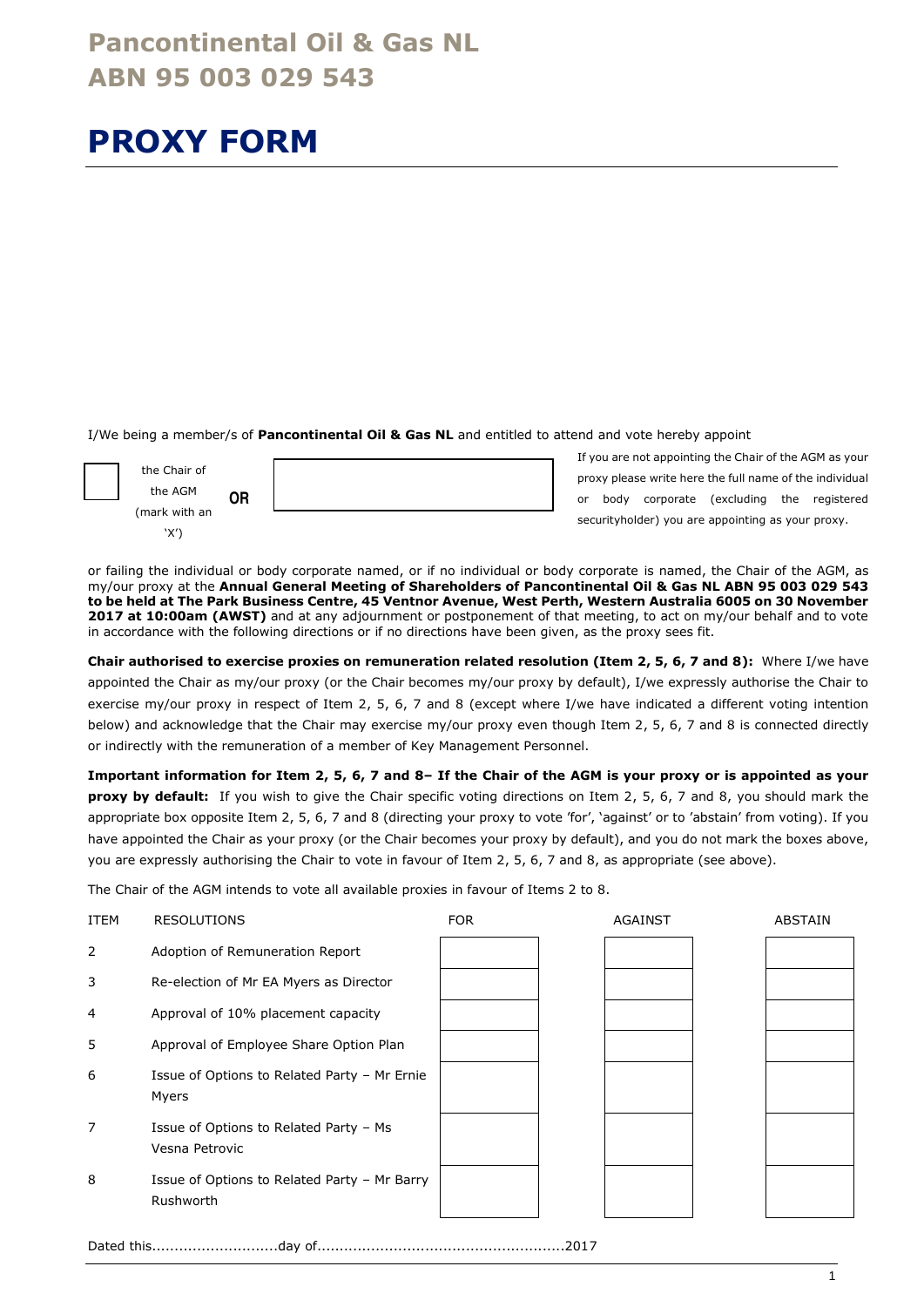# Pancontinental Oil & Gas NL
# ABN 95 003 029 543

# PROXY FORM

I/We being a member/s of **Pancontinental Oil & Gas NL** and entitled to attend and vote hereby appoint

| ☐ the Chair of the AGM (mark with an 'X') | OR | ______________________ | If you are not appointing the Chair of the AGM as your proxy please write here the full name of the individual or body corporate (excluding the registered securityholder) you are appointing as your proxy. |
|---|---|---|---|

or failing the individual or body corporate named, or if no individual or body corporate is named, the Chair of the AGM, as my/our proxy at the **Annual General Meeting of Shareholders of Pancontinental Oil & Gas NL ABN 95 003 029 543 to be held at The Park Business Centre, 45 Ventnor Avenue, West Perth, Western Australia 6005 on 30 November 2017 at 10:00am (AWST)** and at any adjournment or postponement of that meeting, to act on my/our behalf and to vote in accordance with the following directions or if no directions have been given, as the proxy sees fit.

**Chair authorised to exercise proxies on remuneration related resolution (Item 2, 5, 6, 7 and 8):** Where I/we have appointed the Chair as my/our proxy (or the Chair becomes my/our proxy by default), I/we expressly authorise the Chair to exercise my/our proxy in respect of Item 2, 5, 6, 7 and 8 (except where I/we have indicated a different voting intention below) and acknowledge that the Chair may exercise my/our proxy even though Item 2, 5, 6, 7 and 8 is connected directly or indirectly with the remuneration of a member of Key Management Personnel.

**Important information for Item 2, 5, 6, 7 and 8– If the Chair of the AGM is your proxy or is appointed as your proxy by default:** If you wish to give the Chair specific voting directions on Item 2, 5, 6, 7 and 8, you should mark the appropriate box opposite Item 2, 5, 6, 7 and 8 (directing your proxy to vote 'for', 'against' or to 'abstain' from voting). If you have appointed the Chair as your proxy (or the Chair becomes your proxy by default), and you do not mark the boxes above, you are expressly authorising the Chair to vote in favour of Item 2, 5, 6, 7 and 8, as appropriate (see above).

The Chair of the AGM intends to vote all available proxies in favour of Items 2 to 8.

| ITEM | RESOLUTIONS | FOR | AGAINST | ABSTAIN |
|---|---|---|---|---|
| 2 | Adoption of Remuneration Report | | | |
| 3 | Re-election of Mr EA Myers as Director | | | |
| 4 | Approval of 10% placement capacity | | | |
| 5 | Approval of Employee Share Option Plan | | | |
| 6 | Issue of Options to Related Party – Mr Ernie Myers | | | |
| 7 | Issue of Options to Related Party – Ms Vesna Petrovic | | | |
| 8 | Issue of Options to Related Party – Mr Barry Rushworth | | | |

Dated this............................day of.......................................................2017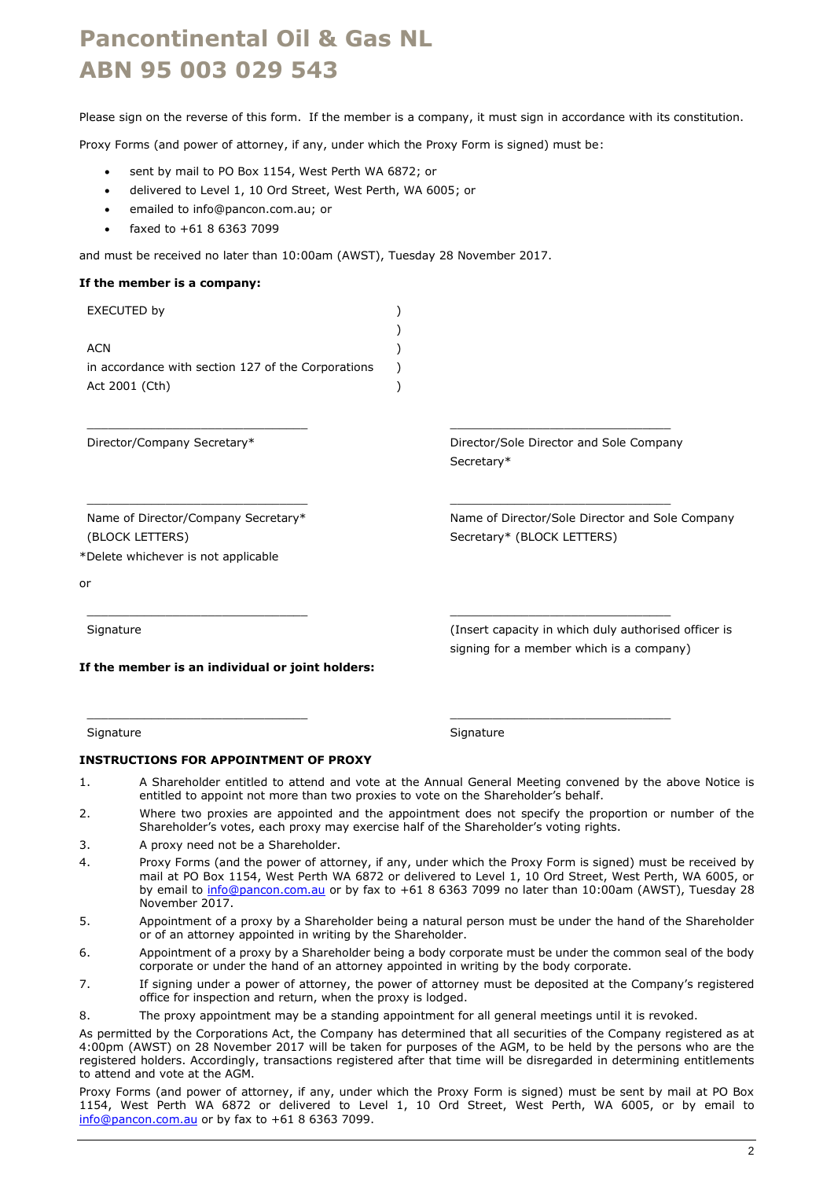# Pancontinental Oil & Gas NL
# ABN 95 003 029 543

Please sign on the reverse of this form. If the member is a company, it must sign in accordance with its constitution.

Proxy Forms (and power of attorney, if any, under which the Proxy Form is signed) must be:

- sent by mail to PO Box 1154, West Perth WA 6872; or
- delivered to Level 1, 10 Ord Street, West Perth, WA 6005; or
- emailed to info@pancon.com.au; or
- faxed to +61 8 6363 7099

and must be received no later than 10:00am (AWST), Tuesday 28 November 2017.

**If the member is a company:**

EXECUTED by )
)
ACN )
in accordance with section 127 of the Corporations )
Act 2001 (Cth) )

\_\_\_\_\_\_\_\_\_\_\_\_\_\_\_\_\_\_\_\_\_\_\_\_\_\_\_\_\_\_\_\_
Director/Company Secretary*

\_\_\_\_\_\_\_\_\_\_\_\_\_\_\_\_\_\_\_\_\_\_\_\_\_\_\_\_\_\_\_\_
Director/Sole Director and Sole Company Secretary*

\_\_\_\_\_\_\_\_\_\_\_\_\_\_\_\_\_\_\_\_\_\_\_\_\_\_\_\_\_\_\_\_
Name of Director/Company Secretary* (BLOCK LETTERS)

\_\_\_\_\_\_\_\_\_\_\_\_\_\_\_\_\_\_\_\_\_\_\_\_\_\_\_\_\_\_\_\_
Name of Director/Sole Director and Sole Company Secretary* (BLOCK LETTERS)

*Delete whichever is not applicable

or

\_\_\_\_\_\_\_\_\_\_\_\_\_\_\_\_\_\_\_\_\_\_\_\_\_\_\_\_\_\_\_\_
Signature

\_\_\_\_\_\_\_\_\_\_\_\_\_\_\_\_\_\_\_\_\_\_\_\_\_\_\_\_\_\_\_\_
(Insert capacity in which duly authorised officer is signing for a member which is a company)

**If the member is an individual or joint holders:**

\_\_\_\_\_\_\_\_\_\_\_\_\_\_\_\_\_\_\_\_\_\_\_\_\_\_\_\_\_\_\_\_
Signature

\_\_\_\_\_\_\_\_\_\_\_\_\_\_\_\_\_\_\_\_\_\_\_\_\_\_\_\_\_\_\_\_
Signature

**INSTRUCTIONS FOR APPOINTMENT OF PROXY**

1. A Shareholder entitled to attend and vote at the Annual General Meeting convened by the above Notice is entitled to appoint not more than two proxies to vote on the Shareholder's behalf.
2. Where two proxies are appointed and the appointment does not specify the proportion or number of the Shareholder's votes, each proxy may exercise half of the Shareholder's voting rights.
3. A proxy need not be a Shareholder.
4. Proxy Forms (and the power of attorney, if any, under which the Proxy Form is signed) must be received by mail at PO Box 1154, West Perth WA 6872 or delivered to Level 1, 10 Ord Street, West Perth, WA 6005, or by email to info@pancon.com.au or by fax to +61 8 6363 7099 no later than 10:00am (AWST), Tuesday 28 November 2017.
5. Appointment of a proxy by a Shareholder being a natural person must be under the hand of the Shareholder or of an attorney appointed in writing by the Shareholder.
6. Appointment of a proxy by a Shareholder being a body corporate must be under the common seal of the body corporate or under the hand of an attorney appointed in writing by the body corporate.
7. If signing under a power of attorney, the power of attorney must be deposited at the Company's registered office for inspection and return, when the proxy is lodged.
8. The proxy appointment may be a standing appointment for all general meetings until it is revoked.

As permitted by the Corporations Act, the Company has determined that all securities of the Company registered as at 4:00pm (AWST) on 28 November 2017 will be taken for purposes of the AGM, to be held by the persons who are the registered holders. Accordingly, transactions registered after that time will be disregarded in determining entitlements to attend and vote at the AGM.

Proxy Forms (and power of attorney, if any, under which the Proxy Form is signed) must be sent by mail at PO Box 1154, West Perth WA 6872 or delivered to Level 1, 10 Ord Street, West Perth, WA 6005, or by email to info@pancon.com.au or by fax to +61 8 6363 7099.